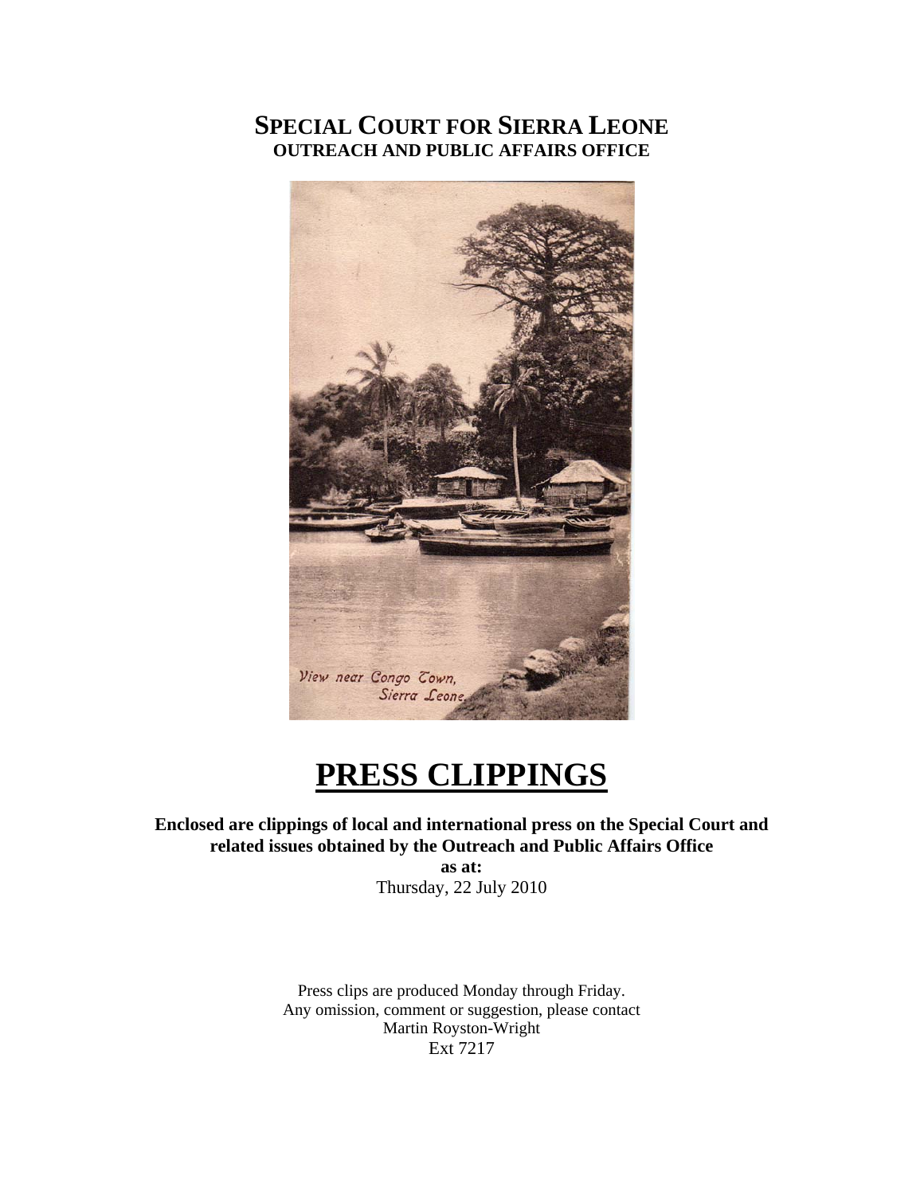# SPECIAL COURT FOR SIERRA LEONE
## OUTREACH AND PUBLIC AFFAIRS OFFICE

View near Congo Town, Sierra Leone

# PRESS CLIPPINGS

**Enclosed are clippings of local and international press on the Special Court and related issues obtained by the Outreach and Public Affairs Office**

**as at:**

Thursday, 22 July 2010

Press clips are produced Monday through Friday.
Any omission, comment or suggestion, please contact
Martin Royston-Wright
Ext 7217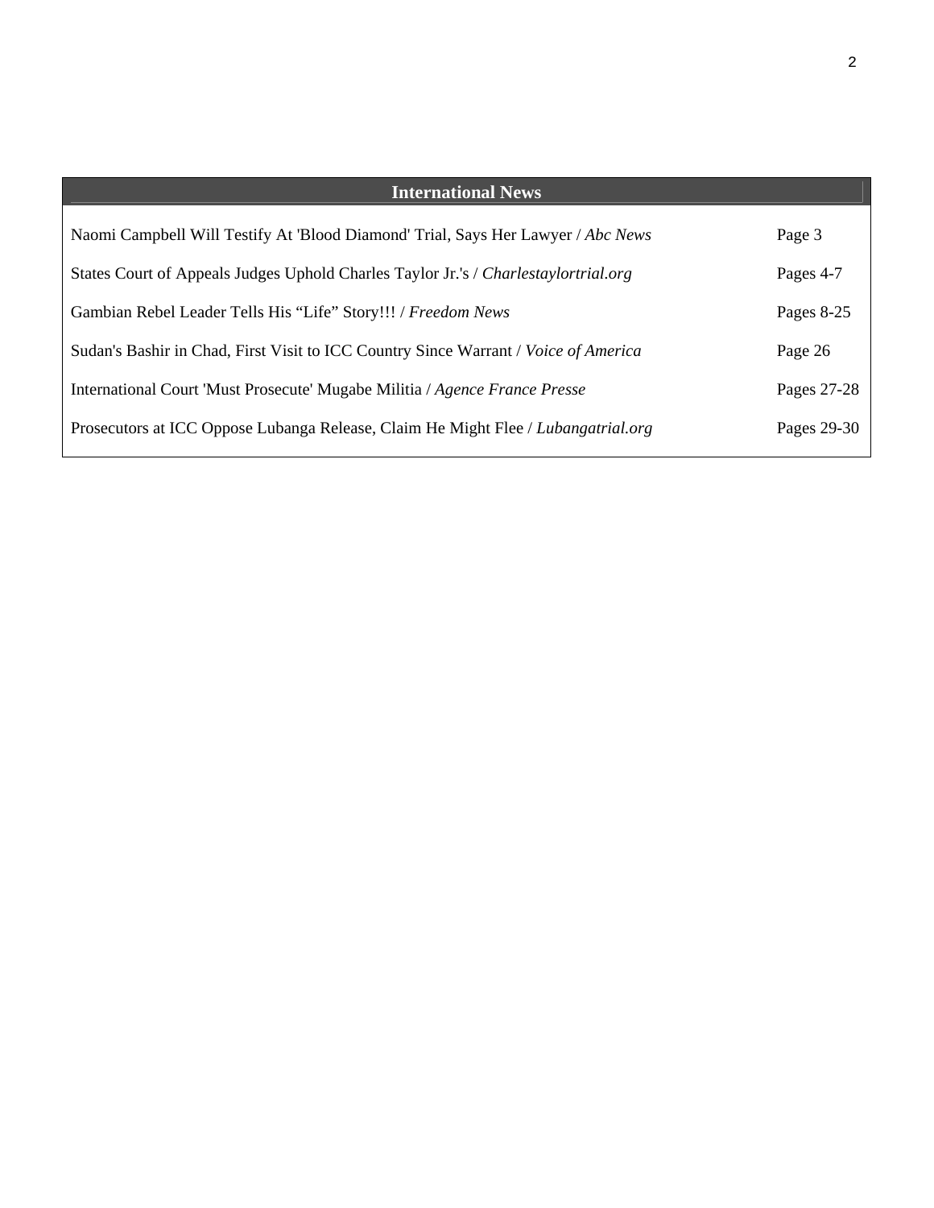| International News | |
|---|---|
| Naomi Campbell Will Testify At 'Blood Diamond' Trial, Says Her Lawyer / *Abc News* | Page 3 |
| States Court of Appeals Judges Uphold Charles Taylor Jr.'s / *Charlestaylortrial.org* | Pages 4-7 |
| Gambian Rebel Leader Tells His "Life" Story!!! / *Freedom News* | Pages 8-25 |
| Sudan's Bashir in Chad, First Visit to ICC Country Since Warrant / *Voice of America* | Page 26 |
| International Court 'Must Prosecute' Mugabe Militia / *Agence France Presse* | Pages 27-28 |
| Prosecutors at ICC Oppose Lubanga Release, Claim He Might Flee / *Lubangatrial.org* | Pages 29-30 |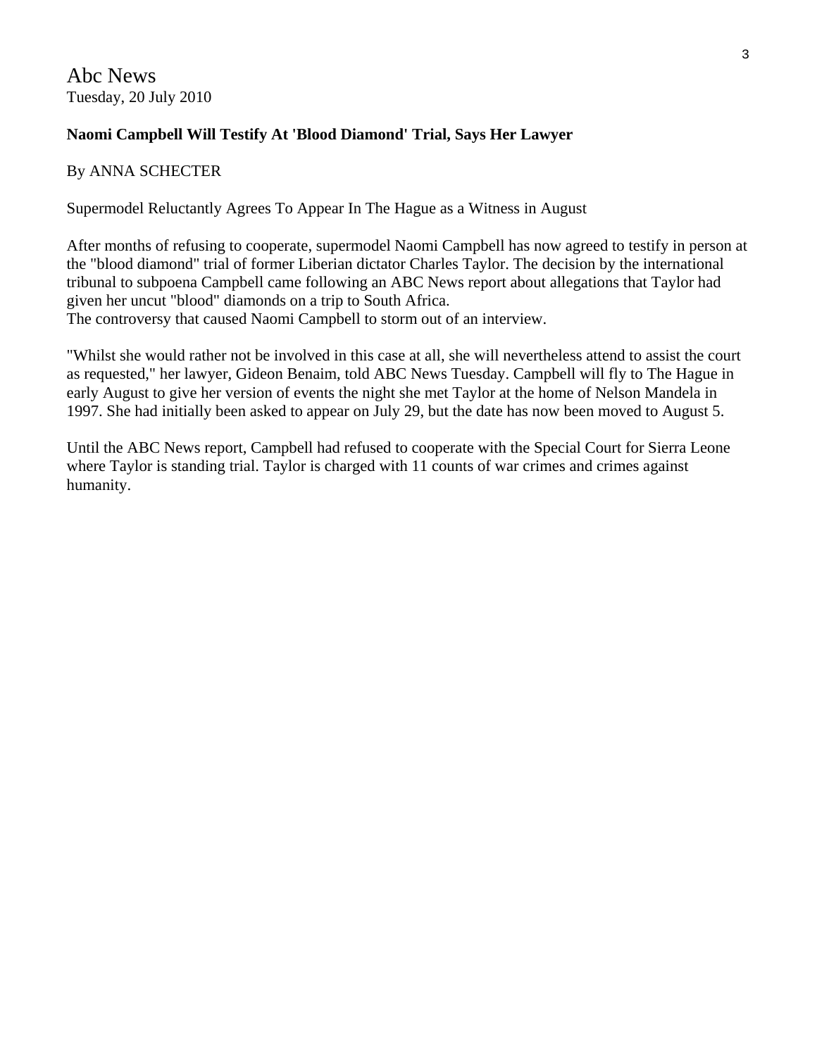Abc News
Tuesday, 20 July 2010

**Naomi Campbell Will Testify At 'Blood Diamond' Trial, Says Her Lawyer**

By ANNA SCHECTER

Supermodel Reluctantly Agrees To Appear In The Hague as a Witness in August

After months of refusing to cooperate, supermodel Naomi Campbell has now agreed to testify in person at the "blood diamond" trial of former Liberian dictator Charles Taylor. The decision by the international tribunal to subpoena Campbell came following an ABC News report about allegations that Taylor had given her uncut "blood" diamonds on a trip to South Africa.
The controversy that caused Naomi Campbell to storm out of an interview.

"Whilst she would rather not be involved in this case at all, she will nevertheless attend to assist the court as requested," her lawyer, Gideon Benaim, told ABC News Tuesday. Campbell will fly to The Hague in early August to give her version of events the night she met Taylor at the home of Nelson Mandela in 1997. She had initially been asked to appear on July 29, but the date has now been moved to August 5.

Until the ABC News report, Campbell had refused to cooperate with the Special Court for Sierra Leone where Taylor is standing trial. Taylor is charged with 11 counts of war crimes and crimes against humanity.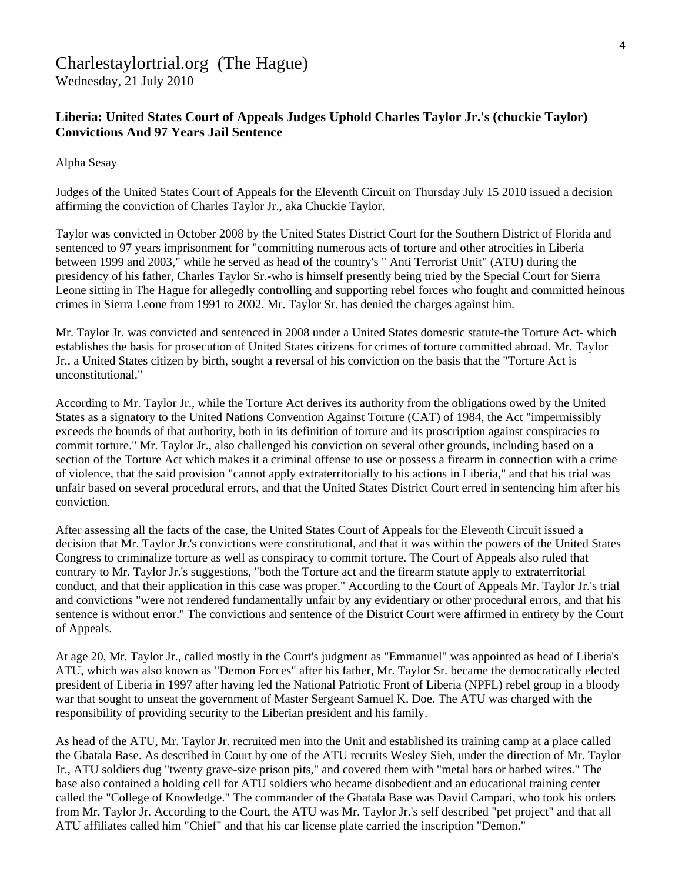Charlestaylortrial.org (The Hague)
Wednesday, 21 July 2010

**Liberia: United States Court of Appeals Judges Uphold Charles Taylor Jr.'s (chuckie Taylor) Convictions And 97 Years Jail Sentence**

Alpha Sesay

Judges of the United States Court of Appeals for the Eleventh Circuit on Thursday July 15 2010 issued a decision affirming the conviction of Charles Taylor Jr., aka Chuckie Taylor.

Taylor was convicted in October 2008 by the United States District Court for the Southern District of Florida and sentenced to 97 years imprisonment for "committing numerous acts of torture and other atrocities in Liberia between 1999 and 2003," while he served as head of the country's " Anti Terrorist Unit" (ATU) during the presidency of his father, Charles Taylor Sr.-who is himself presently being tried by the Special Court for Sierra Leone sitting in The Hague for allegedly controlling and supporting rebel forces who fought and committed heinous crimes in Sierra Leone from 1991 to 2002. Mr. Taylor Sr. has denied the charges against him.

Mr. Taylor Jr. was convicted and sentenced in 2008 under a United States domestic statute-the Torture Act- which establishes the basis for prosecution of United States citizens for crimes of torture committed abroad. Mr. Taylor Jr., a United States citizen by birth, sought a reversal of his conviction on the basis that the "Torture Act is unconstitutional."

According to Mr. Taylor Jr., while the Torture Act derives its authority from the obligations owed by the United States as a signatory to the United Nations Convention Against Torture (CAT) of 1984, the Act "impermissibly exceeds the bounds of that authority, both in its definition of torture and its proscription against conspiracies to commit torture." Mr. Taylor Jr., also challenged his conviction on several other grounds, including based on a section of the Torture Act which makes it a criminal offense to use or possess a firearm in connection with a crime of violence, that the said provision "cannot apply extraterritorially to his actions in Liberia," and that his trial was unfair based on several procedural errors, and that the United States District Court erred in sentencing him after his conviction.

After assessing all the facts of the case, the United States Court of Appeals for the Eleventh Circuit issued a decision that Mr. Taylor Jr.'s convictions were constitutional, and that it was within the powers of the United States Congress to criminalize torture as well as conspiracy to commit torture. The Court of Appeals also ruled that contrary to Mr. Taylor Jr.'s suggestions, "both the Torture act and the firearm statute apply to extraterritorial conduct, and that their application in this case was proper." According to the Court of Appeals Mr. Taylor Jr.'s trial and convictions "were not rendered fundamentally unfair by any evidentiary or other procedural errors, and that his sentence is without error." The convictions and sentence of the District Court were affirmed in entirety by the Court of Appeals.

At age 20, Mr. Taylor Jr., called mostly in the Court's judgment as "Emmanuel" was appointed as head of Liberia's ATU, which was also known as "Demon Forces" after his father, Mr. Taylor Sr. became the democratically elected president of Liberia in 1997 after having led the National Patriotic Front of Liberia (NPFL) rebel group in a bloody war that sought to unseat the government of Master Sergeant Samuel K. Doe. The ATU was charged with the responsibility of providing security to the Liberian president and his family.

As head of the ATU, Mr. Taylor Jr. recruited men into the Unit and established its training camp at a place called the Gbatala Base. As described in Court by one of the ATU recruits Wesley Sieh, under the direction of Mr. Taylor Jr., ATU soldiers dug "twenty grave-size prison pits," and covered them with "metal bars or barbed wires." The base also contained a holding cell for ATU soldiers who became disobedient and an educational training center called the "College of Knowledge." The commander of the Gbatala Base was David Campari, who took his orders from Mr. Taylor Jr. According to the Court, the ATU was Mr. Taylor Jr.'s self described "pet project" and that all ATU affiliates called him "Chief" and that his car license plate carried the inscription "Demon."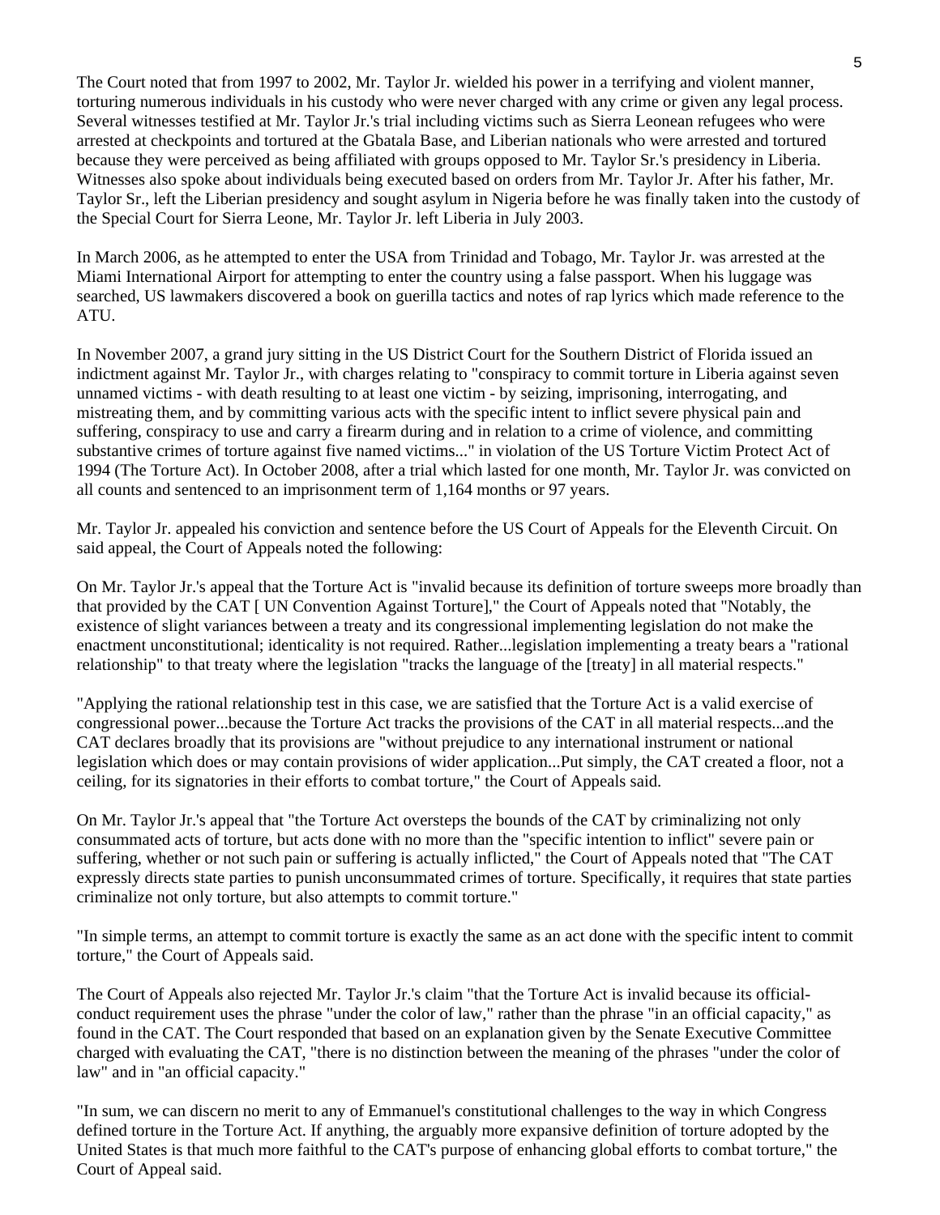The Court noted that from 1997 to 2002, Mr. Taylor Jr. wielded his power in a terrifying and violent manner, torturing numerous individuals in his custody who were never charged with any crime or given any legal process. Several witnesses testified at Mr. Taylor Jr.'s trial including victims such as Sierra Leonean refugees who were arrested at checkpoints and tortured at the Gbatala Base, and Liberian nationals who were arrested and tortured because they were perceived as being affiliated with groups opposed to Mr. Taylor Sr.'s presidency in Liberia. Witnesses also spoke about individuals being executed based on orders from Mr. Taylor Jr. After his father, Mr. Taylor Sr., left the Liberian presidency and sought asylum in Nigeria before he was finally taken into the custody of the Special Court for Sierra Leone, Mr. Taylor Jr. left Liberia in July 2003.

In March 2006, as he attempted to enter the USA from Trinidad and Tobago, Mr. Taylor Jr. was arrested at the Miami International Airport for attempting to enter the country using a false passport. When his luggage was searched, US lawmakers discovered a book on guerilla tactics and notes of rap lyrics which made reference to the ATU.

In November 2007, a grand jury sitting in the US District Court for the Southern District of Florida issued an indictment against Mr. Taylor Jr., with charges relating to "conspiracy to commit torture in Liberia against seven unnamed victims - with death resulting to at least one victim - by seizing, imprisoning, interrogating, and mistreating them, and by committing various acts with the specific intent to inflict severe physical pain and suffering, conspiracy to use and carry a firearm during and in relation to a crime of violence, and committing substantive crimes of torture against five named victims..." in violation of the US Torture Victim Protect Act of 1994 (The Torture Act). In October 2008, after a trial which lasted for one month, Mr. Taylor Jr. was convicted on all counts and sentenced to an imprisonment term of 1,164 months or 97 years.

Mr. Taylor Jr. appealed his conviction and sentence before the US Court of Appeals for the Eleventh Circuit. On said appeal, the Court of Appeals noted the following:

On Mr. Taylor Jr.'s appeal that the Torture Act is "invalid because its definition of torture sweeps more broadly than that provided by the CAT [ UN Convention Against Torture]," the Court of Appeals noted that "Notably, the existence of slight variances between a treaty and its congressional implementing legislation do not make the enactment unconstitutional; identicality is not required. Rather...legislation implementing a treaty bears a "rational relationship" to that treaty where the legislation "tracks the language of the [treaty] in all material respects."

"Applying the rational relationship test in this case, we are satisfied that the Torture Act is a valid exercise of congressional power...because the Torture Act tracks the provisions of the CAT in all material respects...and the CAT declares broadly that its provisions are "without prejudice to any international instrument or national legislation which does or may contain provisions of wider application...Put simply, the CAT created a floor, not a ceiling, for its signatories in their efforts to combat torture," the Court of Appeals said.

On Mr. Taylor Jr.'s appeal that "the Torture Act oversteps the bounds of the CAT by criminalizing not only consummated acts of torture, but acts done with no more than the "specific intention to inflict" severe pain or suffering, whether or not such pain or suffering is actually inflicted," the Court of Appeals noted that "The CAT expressly directs state parties to punish unconsummated crimes of torture. Specifically, it requires that state parties criminalize not only torture, but also attempts to commit torture."

"In simple terms, an attempt to commit torture is exactly the same as an act done with the specific intent to commit torture," the Court of Appeals said.

The Court of Appeals also rejected Mr. Taylor Jr.'s claim "that the Torture Act is invalid because its official-conduct requirement uses the phrase "under the color of law," rather than the phrase "in an official capacity," as found in the CAT. The Court responded that based on an explanation given by the Senate Executive Committee charged with evaluating the CAT, "there is no distinction between the meaning of the phrases "under the color of law" and in "an official capacity."

"In sum, we can discern no merit to any of Emmanuel's constitutional challenges to the way in which Congress defined torture in the Torture Act. If anything, the arguably more expansive definition of torture adopted by the United States is that much more faithful to the CAT's purpose of enhancing global efforts to combat torture," the Court of Appeal said.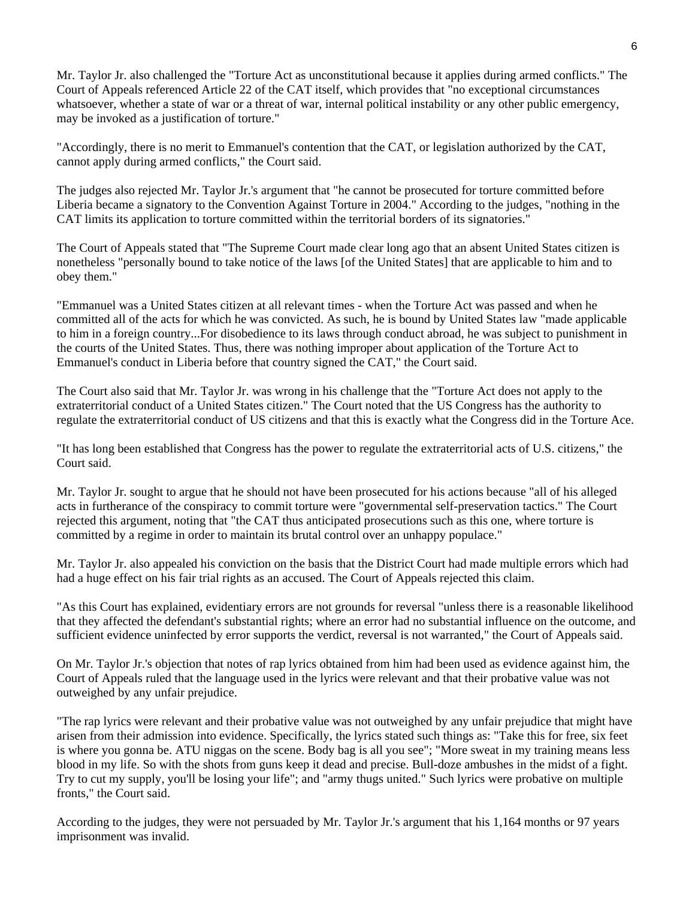Mr. Taylor Jr. also challenged the "Torture Act as unconstitutional because it applies during armed conflicts." The Court of Appeals referenced Article 22 of the CAT itself, which provides that "no exceptional circumstances whatsoever, whether a state of war or a threat of war, internal political instability or any other public emergency, may be invoked as a justification of torture."

"Accordingly, there is no merit to Emmanuel's contention that the CAT, or legislation authorized by the CAT, cannot apply during armed conflicts," the Court said.

The judges also rejected Mr. Taylor Jr.'s argument that "he cannot be prosecuted for torture committed before Liberia became a signatory to the Convention Against Torture in 2004." According to the judges, "nothing in the CAT limits its application to torture committed within the territorial borders of its signatories."

The Court of Appeals stated that "The Supreme Court made clear long ago that an absent United States citizen is nonetheless "personally bound to take notice of the laws [of the United States] that are applicable to him and to obey them."

"Emmanuel was a United States citizen at all relevant times - when the Torture Act was passed and when he committed all of the acts for which he was convicted. As such, he is bound by United States law "made applicable to him in a foreign country...For disobedience to its laws through conduct abroad, he was subject to punishment in the courts of the United States. Thus, there was nothing improper about application of the Torture Act to Emmanuel's conduct in Liberia before that country signed the CAT," the Court said.

The Court also said that Mr. Taylor Jr. was wrong in his challenge that the "Torture Act does not apply to the extraterritorial conduct of a United States citizen." The Court noted that the US Congress has the authority to regulate the extraterritorial conduct of US citizens and that this is exactly what the Congress did in the Torture Ace.

"It has long been established that Congress has the power to regulate the extraterritorial acts of U.S. citizens," the Court said.

Mr. Taylor Jr. sought to argue that he should not have been prosecuted for his actions because "all of his alleged acts in furtherance of the conspiracy to commit torture were "governmental self-preservation tactics." The Court rejected this argument, noting that "the CAT thus anticipated prosecutions such as this one, where torture is committed by a regime in order to maintain its brutal control over an unhappy populace."

Mr. Taylor Jr. also appealed his conviction on the basis that the District Court had made multiple errors which had had a huge effect on his fair trial rights as an accused. The Court of Appeals rejected this claim.

"As this Court has explained, evidentiary errors are not grounds for reversal "unless there is a reasonable likelihood that they affected the defendant's substantial rights; where an error had no substantial influence on the outcome, and sufficient evidence uninfected by error supports the verdict, reversal is not warranted," the Court of Appeals said.

On Mr. Taylor Jr.'s objection that notes of rap lyrics obtained from him had been used as evidence against him, the Court of Appeals ruled that the language used in the lyrics were relevant and that their probative value was not outweighed by any unfair prejudice.

"The rap lyrics were relevant and their probative value was not outweighed by any unfair prejudice that might have arisen from their admission into evidence. Specifically, the lyrics stated such things as: "Take this for free, six feet is where you gonna be. ATU niggas on the scene. Body bag is all you see"; "More sweat in my training means less blood in my life. So with the shots from guns keep it dead and precise. Bull-doze ambushes in the midst of a fight. Try to cut my supply, you'll be losing your life"; and "army thugs united." Such lyrics were probative on multiple fronts," the Court said.

According to the judges, they were not persuaded by Mr. Taylor Jr.'s argument that his 1,164 months or 97 years imprisonment was invalid.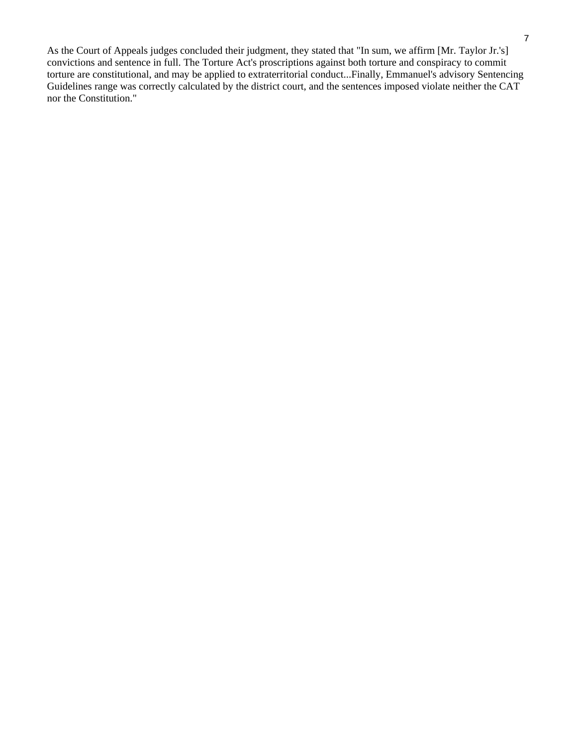As the Court of Appeals judges concluded their judgment, they stated that "In sum, we affirm [Mr. Taylor Jr.'s] convictions and sentence in full. The Torture Act's proscriptions against both torture and conspiracy to commit torture are constitutional, and may be applied to extraterritorial conduct...Finally, Emmanuel's advisory Sentencing Guidelines range was correctly calculated by the district court, and the sentences imposed violate neither the CAT nor the Constitution."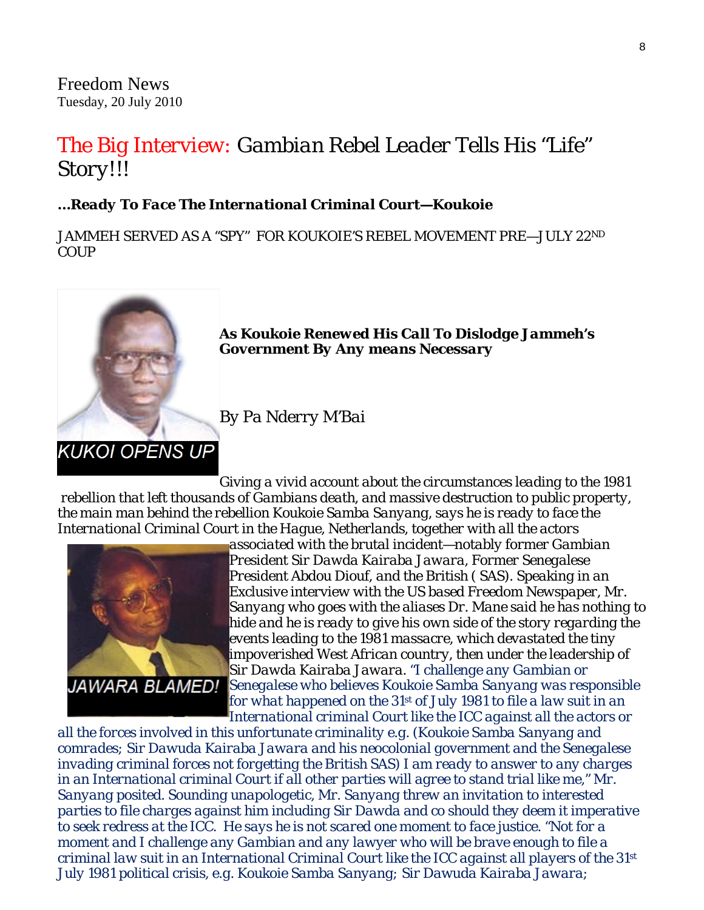Freedom News
Tuesday, 20 July 2010

# The Big Interview: Gambian Rebel Leader Tells His "Life" Story!!!

### *…Ready To Face The International Criminal Court—Koukoie*

JAMMEH SERVED AS A "SPY" FOR KOUKOIE'S REBEL MOVEMENT PRE—JULY 22ND COUP

KUKOI OPENS UP

***As Koukoie Renewed His Call To Dislodge Jammeh's Government By Any means Necessary***

*By Pa Nderry M'Bai*

JAWARA BLAMED!

Giving a vivid account about the circumstances leading to the 1981 rebellion that left thousands of Gambians death, and massive destruction to public property, the main man behind the rebellion Koukoie Samba Sanyang, says he is ready to face the International Criminal Court in the Hague, Netherlands, together with all the actors associated with the brutal incident—notably former Gambian President Sir Dawda Kairaba Jawara, Former Senegalese President Abdou Diouf, and the British ( SAS). Speaking in an Exclusive interview with the US based Freedom Newspaper, Mr. Sanyang who goes with the aliases Dr. Mane said he has nothing to hide and he is ready to give his own side of the story regarding the events leading to the 1981 massacre, which devastated the tiny impoverished West African country, then under the leadership of Sir Dawda Kairaba Jawara. "I challenge any Gambian or Senegalese who believes Koukoie Samba Sanyang was responsible for what happened on the 31st of July 1981 to file a law suit in an International criminal Court like the ICC against all the actors or all the forces involved in this unfortunate criminality e.g. (Koukoie Samba Sanyang and comrades; Sir Dawuda Kairaba Jawara and his neocolonial government and the Senegalese invading criminal forces not forgetting the British SAS) I am ready to answer to any charges in an International criminal Court if all other parties will agree to stand trial like me," Mr. Sanyang posited. Sounding unapologetic, Mr. Sanyang threw an invitation to interested parties to file charges against him including Sir Dawda and co should they deem it imperative to seek redress at the ICC. He says he is not scared one moment to face justice. "Not for a moment and I challenge any Gambian and any lawyer who will be brave enough to file a criminal law suit in an International Criminal Court like the ICC against all players of the 31st July 1981 political crisis, e.g. Koukoie Samba Sanyang; Sir Dawuda Kairaba Jawara;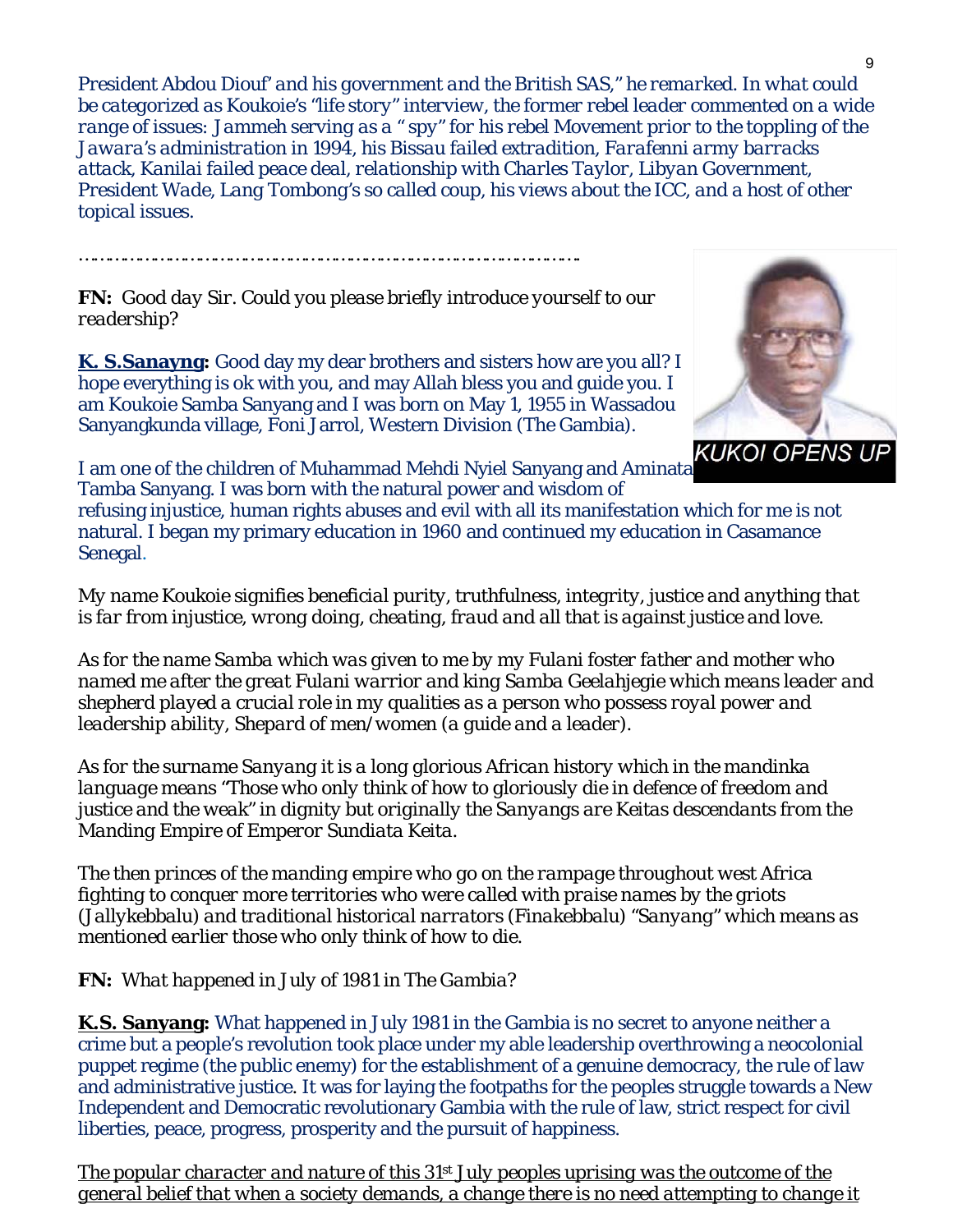*President Abdou Diouf' and his government and the British SAS," he remarked. In what could be categorized as Koukoie's "life story" interview, the former rebel leader commented on a wide range of issues: Jammeh serving as a " spy" for his rebel Movement prior to the toppling of the Jawara's administration in 1994, his Bissau failed extradition, Farafenni army barracks attack, Kanilai failed peace deal, relationship with Charles Taylor, Libyan Government, President Wade, Lang Tombong's so called coup, his views about the ICC, and a host of other topical issues.*

…………………………………………………………………………………

**FN:** *Good day Sir. Could you please briefly introduce yourself to our readership?*

**K. S.Sanayng:** Good day my dear brothers and sisters how are you all? I hope everything is ok with you, and may Allah bless you and guide you. I am Koukoie Samba Sanyang and I was born on May 1, 1955 in Wassadou Sanyangkunda village, Foni Jarrol, Western Division (The Gambia).

KUKOI OPENS UP

I am one of the children of Muhammad Mehdi Nyiel Sanyang and Aminata Tamba Sanyang. I was born with the natural power and wisdom of refusing injustice, human rights abuses and evil with all its manifestation which for me is not natural. I began my primary education in 1960 and continued my education in Casamance Senegal.

*My name Koukoie signifies beneficial purity, truthfulness, integrity, justice and anything that is far from injustice, wrong doing, cheating, fraud and all that is against justice and love.*

*As for the name Samba which was given to me by my Fulani foster father and mother who named me after the great Fulani warrior and king Samba Geelahjegie which means leader and shepherd played a crucial role in my qualities as a person who possess royal power and leadership ability, Shepard of men/women (a guide and a leader).*

*As for the surname Sanyang it is a long glorious African history which in the mandinka language means "Those who only think of how to gloriously die in defence of freedom and justice and the weak" in dignity but originally the Sanyangs are Keitas descendants from the Manding Empire of Emperor Sundiata Keita.*

*The then princes of the manding empire who go on the rampage throughout west Africa fighting to conquer more territories who were called with praise names by the griots (Jallykebbalu) and traditional historical narrators (Finakebbalu) "Sanyang" which means as mentioned earlier those who only think of how to die.*

**FN:** *What happened in July of 1981 in The Gambia?*

**K.S. Sanyang:** What happened in July 1981 in the Gambia is no secret to anyone neither a crime but a people's revolution took place under my able leadership overthrowing a neocolonial puppet regime (the public enemy) for the establishment of a genuine democracy, the rule of law and administrative justice. It was for laying the footpaths for the peoples struggle towards a New Independent and Democratic revolutionary Gambia with the rule of law, strict respect for civil liberties, peace, progress, prosperity and the pursuit of happiness.

*The popular character and nature of this 31st July peoples uprising was the outcome of the general belief that when a society demands, a change there is no need attempting to change it*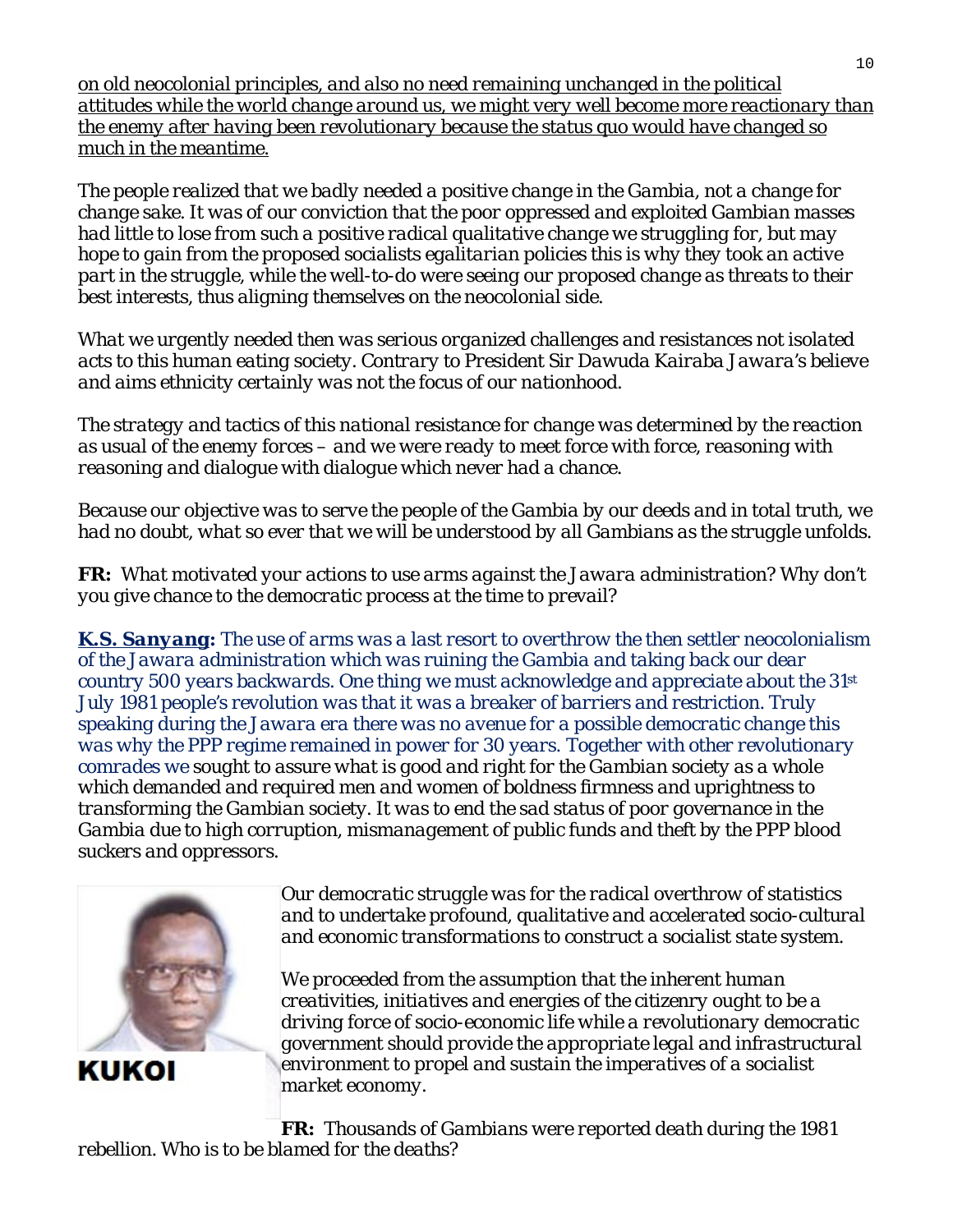_on old neocolonial principles, and also no need remaining unchanged in the political attitudes while the world change around us, we might very well become more reactionary than the enemy after having been revolutionary because the status quo would have changed so much in the meantime._

*The people realized that we badly needed a positive change in the Gambia, not a change for change sake. It was of our conviction that the poor oppressed and exploited Gambian masses had little to lose from such a positive radical qualitative change we struggling for, but may hope to gain from the proposed socialists egalitarian policies this is why they took an active part in the struggle, while the well-to-do were seeing our proposed change as threats to their best interests, thus aligning themselves on the neocolonial side.*

*What we urgently needed then was serious organized challenges and resistances not isolated acts to this human eating society. Contrary to President Sir Dawuda Kairaba Jawara's believe and aims ethnicity certainly was not the focus of our nationhood.*

*The strategy and tactics of this national resistance for change was determined by the reaction as usual of the enemy forces – and we were ready to meet force with force, reasoning with reasoning and dialogue with dialogue which never had a chance.*

*Because our objective was to serve the people of the Gambia by our deeds and in total truth, we had no doubt, what so ever that we will be understood by all Gambians as the struggle unfolds.*

**FR:** *What motivated your actions to use arms against the Jawara administration? Why don't you give chance to the democratic process at the time to prevail?*

***K.S. Sanyang:*** *The use of arms was a last resort to overthrow the then settler neocolonialism of the Jawara administration which was ruining the Gambia and taking back our dear country 500 years backwards. One thing we must acknowledge and appreciate about the 31st July 1981 people's revolution was that it was a breaker of barriers and restriction. Truly speaking during the Jawara era there was no avenue for a possible democratic change this was why the PPP regime remained in power for 30 years. Together with other revolutionary comrades we sought to assure what is good and right for the Gambian society as a whole which demanded and required men and women of boldness firmness and uprightness to transforming the Gambian society. It was to end the sad status of poor governance in the Gambia due to high corruption, mismanagement of public funds and theft by the PPP blood suckers and oppressors.*

**KUKOI**

*Our democratic struggle was for the radical overthrow of statistics and to undertake profound, qualitative and accelerated socio-cultural and economic transformations to construct a socialist state system.*

*We proceeded from the assumption that the inherent human creativities, initiatives and energies of the citizenry ought to be a driving force of socio-economic life while a revolutionary democratic government should provide the appropriate legal and infrastructural environment to propel and sustain the imperatives of a socialist market economy.*

**FR:** *Thousands of Gambians were reported death during the 1981 rebellion. Who is to be blamed for the deaths?*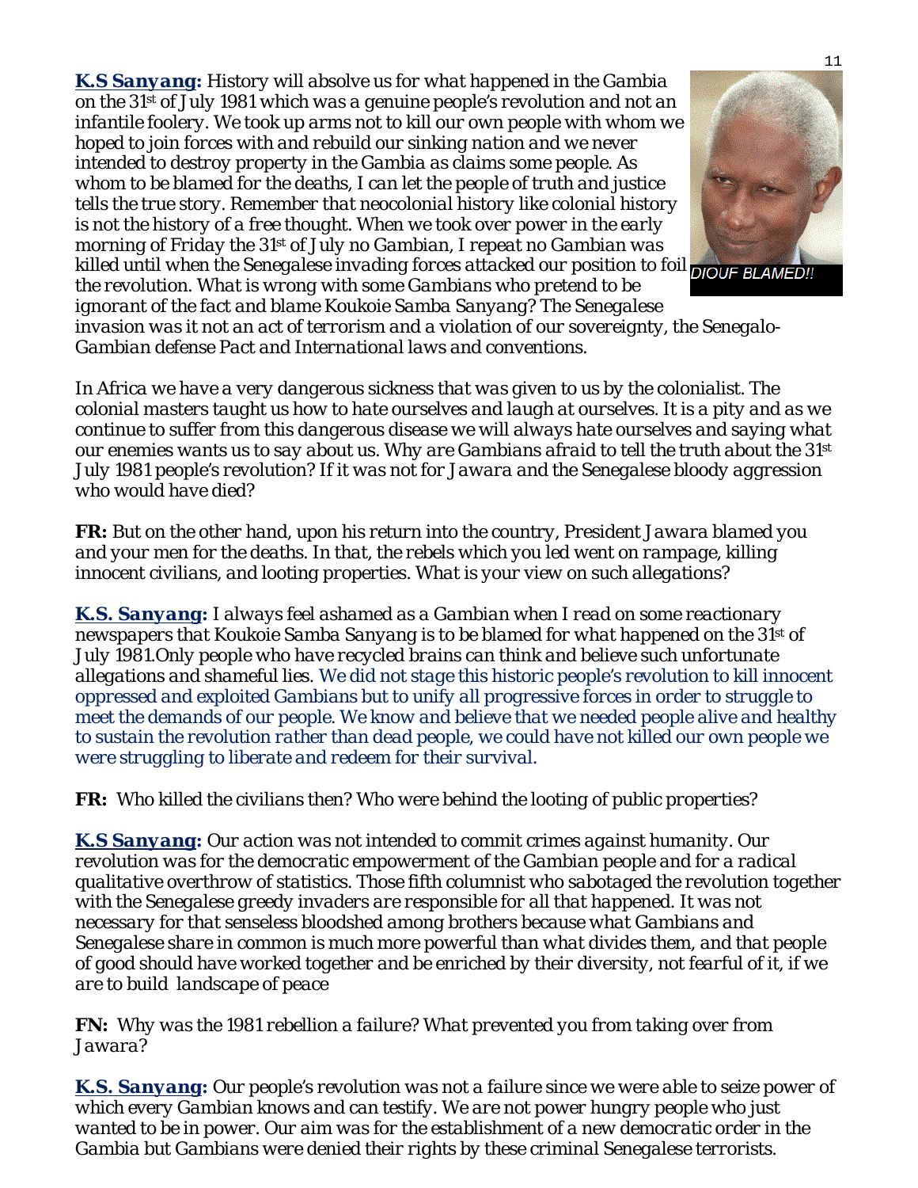**K.S Sanyang:** *History will absolve us for what happened in the Gambia on the 31st of July 1981 which was a genuine people's revolution and not an infantile foolery. We took up arms not to kill our own people with whom we hoped to join forces with and rebuild our sinking nation and we never intended to destroy property in the Gambia as claims some people. As whom to be blamed for the deaths, I can let the people of truth and justice tells the true story. Remember that neocolonial history like colonial history is not the history of a free thought. When we took over power in the early morning of Friday the 31st of July no Gambian, I repeat no Gambian was killed until when the Senegalese invading forces attacked our position to foil the revolution. What is wrong with some Gambians who pretend to be ignorant of the fact and blame Koukoie Samba Sanyang? The Senegalese invasion was it not an act of terrorism and a violation of our sovereignty, the Senegalo-Gambian defense Pact and International laws and conventions.*

DIOUF BLAMED!!

*In Africa we have a very dangerous sickness that was given to us by the colonialist. The colonial masters taught us how to hate ourselves and laugh at ourselves. It is a pity and as we continue to suffer from this dangerous disease we will always hate ourselves and saying what our enemies wants us to say about us. Why are Gambians afraid to tell the truth about the 31st July 1981 people's revolution? If it was not for Jawara and the Senegalese bloody aggression who would have died?*

**FR:** *But on the other hand, upon his return into the country, President Jawara blamed you and your men for the deaths. In that, the rebels which you led went on rampage, killing innocent civilians, and looting properties. What is your view on such allegations?*

**K.S. Sanyang:** *I always feel ashamed as a Gambian when I read on some reactionary newspapers that Koukoie Samba Sanyang is to be blamed for what happened on the 31st of July 1981.Only people who have recycled brains can think and believe such unfortunate allegations and shameful lies. We did not stage this historic people's revolution to kill innocent oppressed and exploited Gambians but to unify all progressive forces in order to struggle to meet the demands of our people. We know and believe that we needed people alive and healthy to sustain the revolution rather than dead people, we could have not killed our own people we were struggling to liberate and redeem for their survival.*

**FR:** *Who killed the civilians then? Who were behind the looting of public properties?*

**K.S Sanyang:** *Our action was not intended to commit crimes against humanity. Our revolution was for the democratic empowerment of the Gambian people and for a radical qualitative overthrow of statistics. Those fifth columnist who sabotaged the revolution together with the Senegalese greedy invaders are responsible for all that happened. It was not necessary for that senseless bloodshed among brothers because what Gambians and Senegalese share in common is much more powerful than what divides them, and that people of good should have worked together and be enriched by their diversity, not fearful of it, if we are to build landscape of peace*

**FN:** *Why was the 1981 rebellion a failure? What prevented you from taking over from Jawara?*

**K.S. Sanyang:** *Our people's revolution was not a failure since we were able to seize power of which every Gambian knows and can testify. We are not power hungry people who just wanted to be in power. Our aim was for the establishment of a new democratic order in the Gambia but Gambians were denied their rights by these criminal Senegalese terrorists.*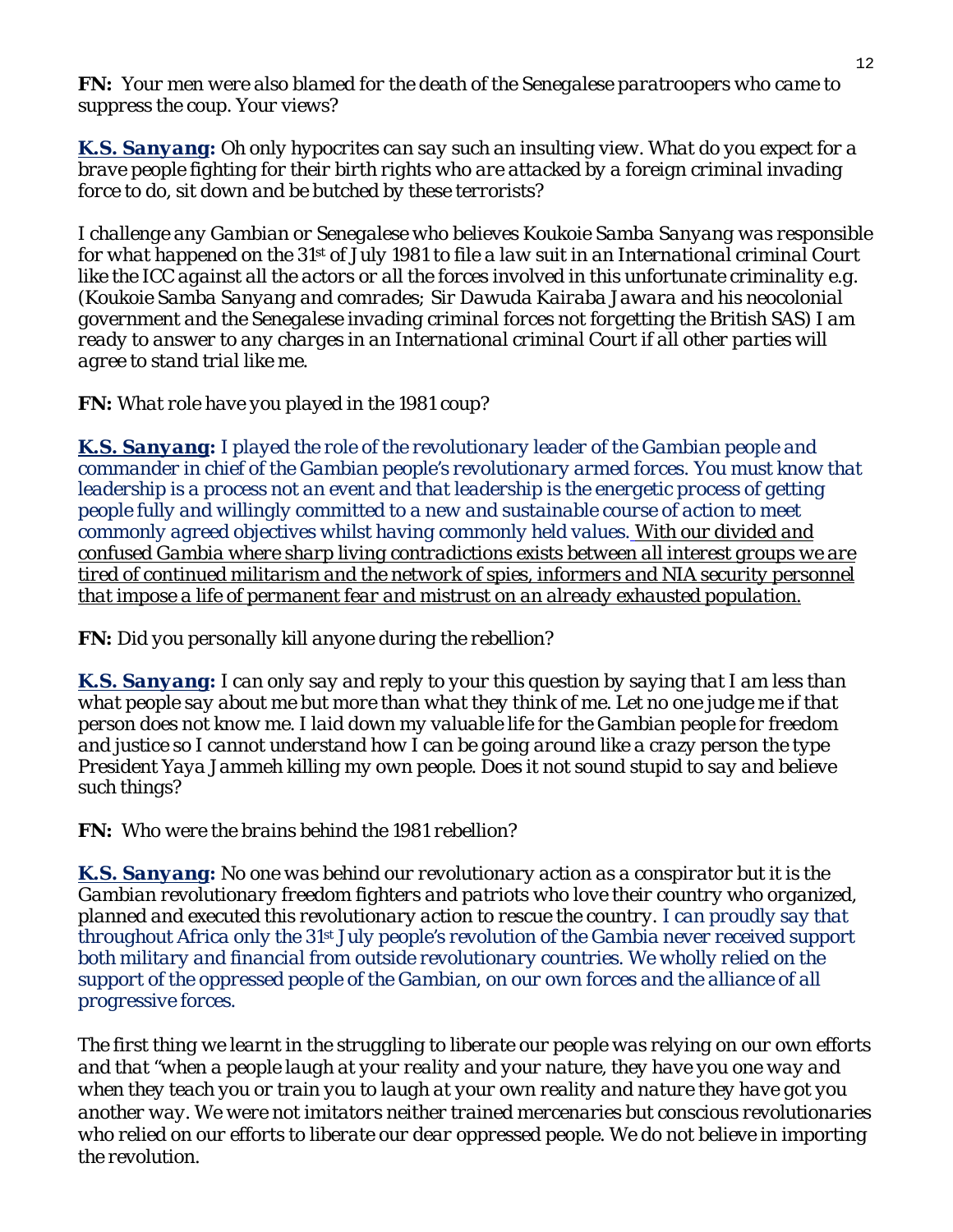**FN:** *Your men were also blamed for the death of the Senegalese paratroopers who came to suppress the coup. Your views?*

***K.S. Sanyang:*** *Oh only hypocrites can say such an insulting view. What do you expect for a brave people fighting for their birth rights who are attacked by a foreign criminal invading force to do, sit down and be butched by these terrorists?*

*I challenge any Gambian or Senegalese who believes Koukoie Samba Sanyang was responsible for what happened on the 31st of July 1981 to file a law suit in an International criminal Court like the ICC against all the actors or all the forces involved in this unfortunate criminality e.g. (Koukoie Samba Sanyang and comrades; Sir Dawuda Kairaba Jawara and his neocolonial government and the Senegalese invading criminal forces not forgetting the British SAS) I am ready to answer to any charges in an International criminal Court if all other parties will agree to stand trial like me.*

**FN:** *What role have you played in the 1981 coup?*

***K.S. Sanyang:*** *I played the role of the revolutionary leader of the Gambian people and commander in chief of the Gambian people's revolutionary armed forces. You must know that leadership is a process not an event and that leadership is the energetic process of getting people fully and willingly committed to a new and sustainable course of action to meet commonly agreed objectives whilst having commonly held values.* <u>*With our divided and confused Gambia where sharp living contradictions exists between all interest groups we are tired of continued militarism and the network of spies, informers and NIA security personnel that impose a life of permanent fear and mistrust on an already exhausted population.*</u>

**FN:** *Did you personally kill anyone during the rebellion?*

***K.S. Sanyang:*** *I can only say and reply to your this question by saying that I am less than what people say about me but more than what they think of me. Let no one judge me if that person does not know me. I laid down my valuable life for the Gambian people for freedom and justice so I cannot understand how I can be going around like a crazy person the type President Yaya Jammeh killing my own people. Does it not sound stupid to say and believe such things?*

**FN:** *Who were the brains behind the 1981 rebellion?*

***K.S. Sanyang:*** *No one was behind our revolutionary action as a conspirator but it is the Gambian revolutionary freedom fighters and patriots who love their country who organized, planned and executed this revolutionary action to rescue the country. I can proudly say that throughout Africa only the 31st July people's revolution of the Gambia never received support both military and financial from outside revolutionary countries. We wholly relied on the support of the oppressed people of the Gambian, on our own forces and the alliance of all progressive forces.*

*The first thing we learnt in the struggling to liberate our people was relying on our own efforts and that "when a people laugh at your reality and your nature, they have you one way and when they teach you or train you to laugh at your own reality and nature they have got you another way. We were not imitators neither trained mercenaries but conscious revolutionaries who relied on our efforts to liberate our dear oppressed people. We do not believe in importing the revolution.*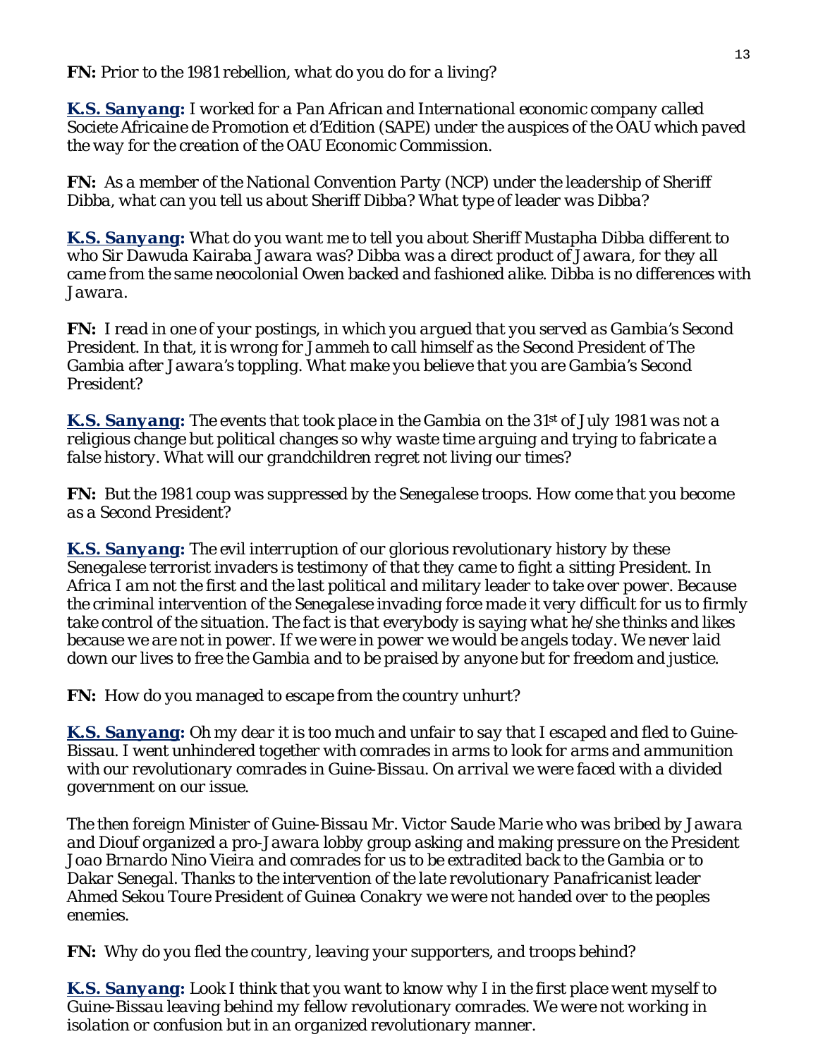**FN:** *Prior to the 1981 rebellion, what do you do for a living?*

***K.S. Sanyang:*** *I worked for a Pan African and International economic company called Societe Africaine de Promotion et d'Edition (SAPE) under the auspices of the OAU which paved the way for the creation of the OAU Economic Commission.*

**FN:** *As a member of the National Convention Party (NCP) under the leadership of Sheriff Dibba, what can you tell us about Sheriff Dibba? What type of leader was Dibba?*

***K.S. Sanyang:*** *What do you want me to tell you about Sheriff Mustapha Dibba different to who Sir Dawuda Kairaba Jawara was? Dibba was a direct product of Jawara, for they all came from the same neocolonial Owen backed and fashioned alike. Dibba is no differences with Jawara.*

**FN:** *I read in one of your postings, in which you argued that you served as Gambia's Second President. In that, it is wrong for Jammeh to call himself as the Second President of The Gambia after Jawara's toppling. What make you believe that you are Gambia's Second President?*

***K.S. Sanyang:*** *The events that took place in the Gambia on the 31st of July 1981 was not a religious change but political changes so why waste time arguing and trying to fabricate a false history. What will our grandchildren regret not living our times?*

**FN:** *But the 1981 coup was suppressed by the Senegalese troops. How come that you become as a Second President?*

***K.S. Sanyang:*** *The evil interruption of our glorious revolutionary history by these Senegalese terrorist invaders is testimony of that they came to fight a sitting President. In Africa I am not the first and the last political and military leader to take over power. Because the criminal intervention of the Senegalese invading force made it very difficult for us to firmly take control of the situation. The fact is that everybody is saying what he/she thinks and likes because we are not in power. If we were in power we would be angels today. We never laid down our lives to free the Gambia and to be praised by anyone but for freedom and justice.*

**FN:** *How do you managed to escape from the country unhurt?*

***K.S. Sanyang:*** *Oh my dear it is too much and unfair to say that I escaped and fled to Guine-Bissau. I went unhindered together with comrades in arms to look for arms and ammunition with our revolutionary comrades in Guine-Bissau. On arrival we were faced with a divided government on our issue.*

*The then foreign Minister of Guine-Bissau Mr. Victor Saude Marie who was bribed by Jawara and Diouf organized a pro-Jawara lobby group asking and making pressure on the President Joao Brnardo Nino Vieira and comrades for us to be extradited back to the Gambia or to Dakar Senegal. Thanks to the intervention of the late revolutionary Panafricanist leader Ahmed Sekou Toure President of Guinea Conakry we were not handed over to the peoples enemies.*

**FN:** *Why do you fled the country, leaving your supporters, and troops behind?*

***K.S. Sanyang:*** *Look I think that you want to know why I in the first place went myself to Guine-Bissau leaving behind my fellow revolutionary comrades. We were not working in isolation or confusion but in an organized revolutionary manner.*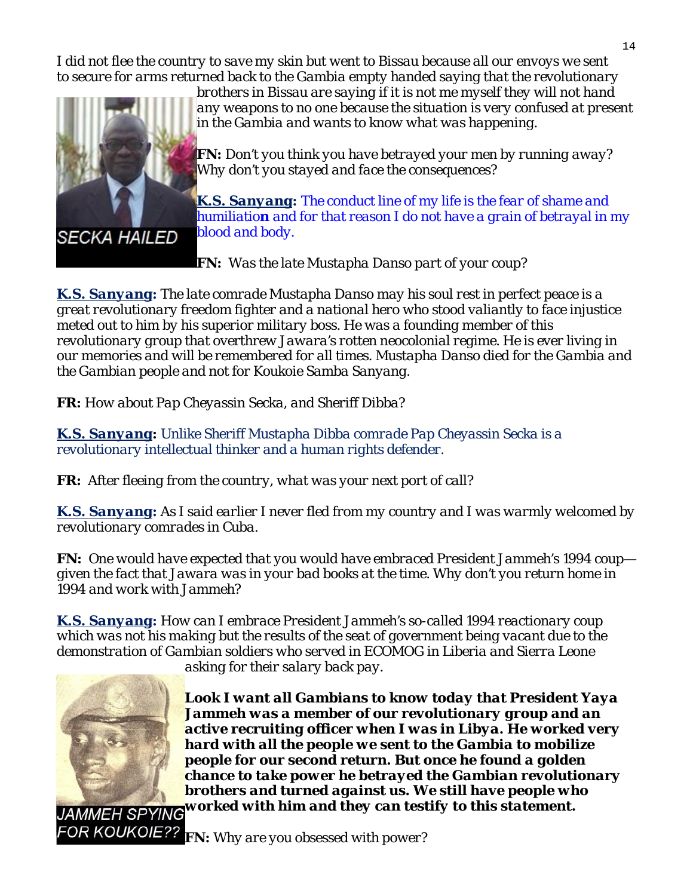*I did not flee the country to save my skin but went to Bissau because all our envoys we sent to secure for arms returned back to the Gambia empty handed saying that the revolutionary brothers in Bissau are saying if it is not me myself they will not hand any weapons to no one because the situation is very confused at present in the Gambia and wants to know what was happening.*

SECKA HAILED

**FN:** *Don't you think you have betrayed your men by running away? Why don't you stayed and face the consequences?*

**K.S. Sanyang:** *The conduct line of my life is the fear of shame and humiliation and for that reason I do not have a grain of betrayal in my blood and body.*

**FN:** *Was the late Mustapha Danso part of your coup?*

**K.S. Sanyang:** *The late comrade Mustapha Danso may his soul rest in perfect peace is a great revolutionary freedom fighter and a national hero who stood valiantly to face injustice meted out to him by his superior military boss. He was a founding member of this revolutionary group that overthrew Jawara's rotten neocolonial regime. He is ever living in our memories and will be remembered for all times. Mustapha Danso died for the Gambia and the Gambian people and not for Koukoie Samba Sanyang.*

**FR:** *How about Pap Cheyassin Secka, and Sheriff Dibba?*

**K.S. Sanyang:** *Unlike Sheriff Mustapha Dibba comrade Pap Cheyassin Secka is a revolutionary intellectual thinker and a human rights defender.*

**FR:** *After fleeing from the country, what was your next port of call?*

**K.S. Sanyang:** *As I said earlier I never fled from my country and I was warmly welcomed by revolutionary comrades in Cuba.*

**FN:** *One would have expected that you would have embraced President Jammeh's 1994 coup—given the fact that Jawara was in your bad books at the time. Why don't you return home in 1994 and work with Jammeh?*

**K.S. Sanyang:** *How can I embrace President Jammeh's so-called 1994 reactionary coup which was not his making but the results of the seat of government being vacant due to the demonstration of Gambian soldiers who served in ECOMOG in Liberia and Sierra Leone asking for their salary back pay.*

JAMMEH SPYING FOR KOUKOIE??

***Look I want all Gambians to know today that President Yaya Jammeh was a member of our revolutionary group and an active recruiting officer when I was in Libya. He worked very hard with all the people we sent to the Gambia to mobilize people for our second return. But once he found a golden chance to take power he betrayed the Gambian revolutionary brothers and turned against us. We still have people who worked with him and they can testify to this statement.***

**FN:** *Why are you obsessed with power?*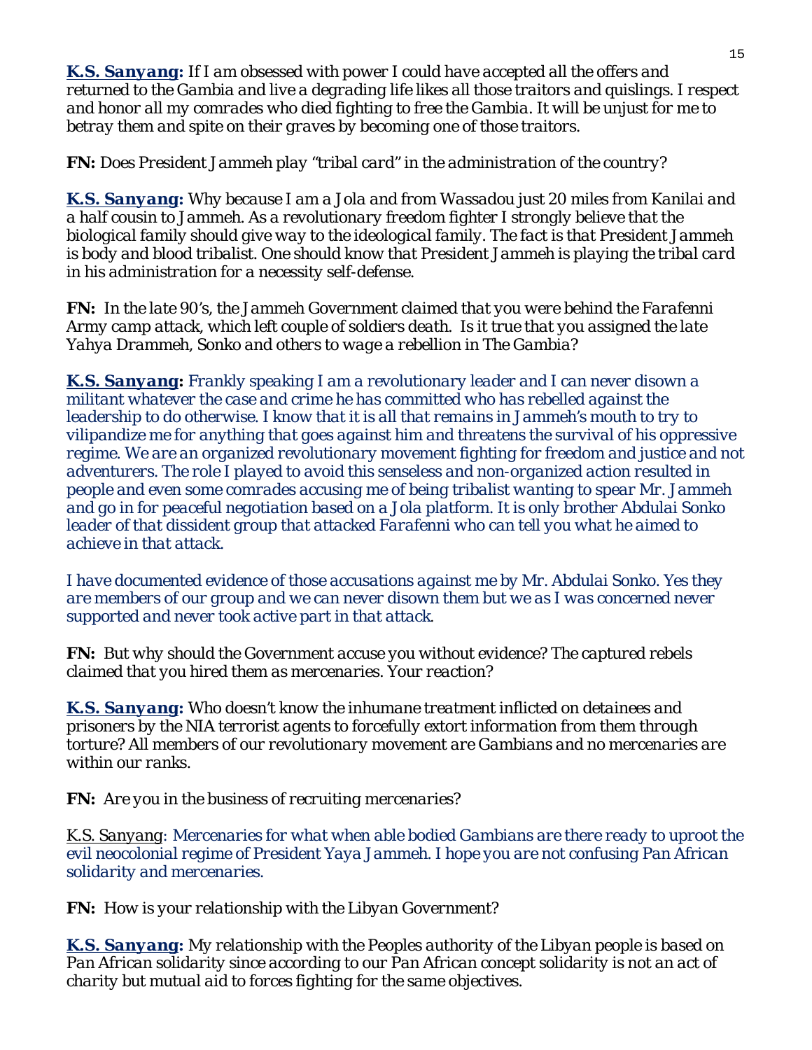***K.S. Sanyang:*** *If I am obsessed with power I could have accepted all the offers and returned to the Gambia and live a degrading life likes all those traitors and quislings. I respect and honor all my comrades who died fighting to free the Gambia. It will be unjust for me to betray them and spite on their graves by becoming one of those traitors.*

**FN:** *Does President Jammeh play "tribal card" in the administration of the country?*

***K.S. Sanyang:*** *Why because I am a Jola and from Wassadou just 20 miles from Kanilai and a half cousin to Jammeh. As a revolutionary freedom fighter I strongly believe that the biological family should give way to the ideological family. The fact is that President Jammeh is body and blood tribalist. One should know that President Jammeh is playing the tribal card in his administration for a necessity self-defense.*

**FN:** *In the late 90's, the Jammeh Government claimed that you were behind the Farafenni Army camp attack, which left couple of soldiers death. Is it true that you assigned the late Yahya Drammeh, Sonko and others to wage a rebellion in The Gambia?*

***K.S. Sanyang:*** *Frankly speaking I am a revolutionary leader and I can never disown a militant whatever the case and crime he has committed who has rebelled against the leadership to do otherwise. I know that it is all that remains in Jammeh's mouth to try to vilipandize me for anything that goes against him and threatens the survival of his oppressive regime. We are an organized revolutionary movement fighting for freedom and justice and not adventurers. The role I played to avoid this senseless and non-organized action resulted in people and even some comrades accusing me of being tribalist wanting to spear Mr. Jammeh and go in for peaceful negotiation based on a Jola platform. It is only brother Abdulai Sonko leader of that dissident group that attacked Farafenni who can tell you what he aimed to achieve in that attack.*

*I have documented evidence of those accusations against me by Mr. Abdulai Sonko. Yes they are members of our group and we can never disown them but we as I was concerned never supported and never took active part in that attack.*

**FN:** *But why should the Government accuse you without evidence? The captured rebels claimed that you hired them as mercenaries. Your reaction?*

***K.S. Sanyang:*** *Who doesn't know the inhumane treatment inflicted on detainees and prisoners by the NIA terrorist agents to forcefully extort information from them through torture? All members of our revolutionary movement are Gambians and no mercenaries are within our ranks.*

**FN:** *Are you in the business of recruiting mercenaries?*

K.S. Sanyang: *Mercenaries for what when able bodied Gambians are there ready to uproot the evil neocolonial regime of President Yaya Jammeh. I hope you are not confusing Pan African solidarity and mercenaries.*

**FN:** *How is your relationship with the Libyan Government?*

***K.S. Sanyang:*** *My relationship with the Peoples authority of the Libyan people is based on Pan African solidarity since according to our Pan African concept solidarity is not an act of charity but mutual aid to forces fighting for the same objectives.*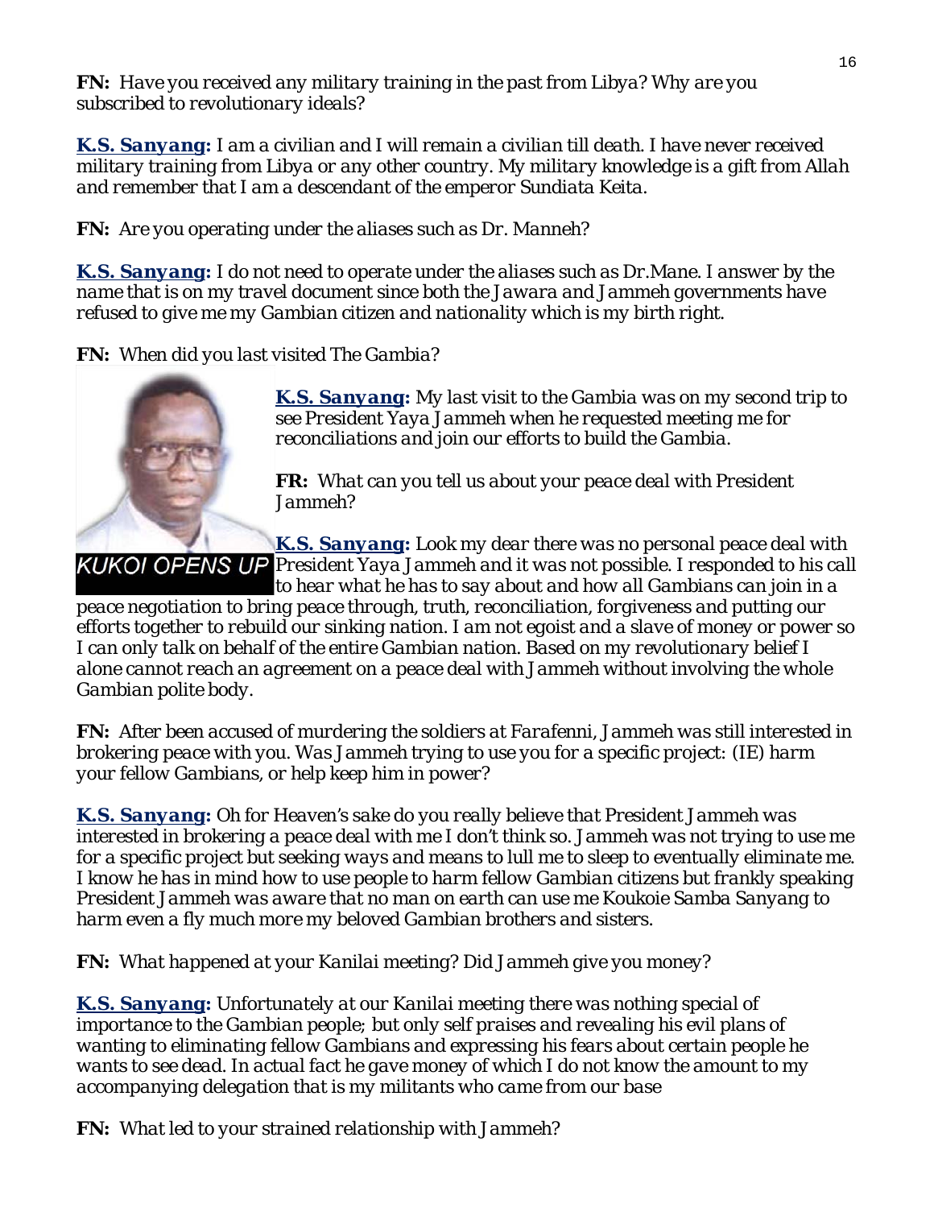**FN:** *Have you received any military training in the past from Libya? Why are you subscribed to revolutionary ideals?*

**K.S. Sanyang:** *I am a civilian and I will remain a civilian till death. I have never received military training from Libya or any other country. My military knowledge is a gift from Allah and remember that I am a descendant of the emperor Sundiata Keita.*

**FN:** *Are you operating under the aliases such as Dr. Manneh?*

**K.S. Sanyang:** *I do not need to operate under the aliases such as Dr.Mane. I answer by the name that is on my travel document since both the Jawara and Jammeh governments have refused to give me my Gambian citizen and nationality which is my birth right.*

**FN:** *When did you last visited The Gambia?*

KUKOI OPENS UP

**K.S. Sanyang:** *My last visit to the Gambia was on my second trip to see President Yaya Jammeh when he requested meeting me for reconciliations and join our efforts to build the Gambia.*

**FR:** *What can you tell us about your peace deal with President Jammeh?*

**K.S. Sanyang:** *Look my dear there was no personal peace deal with President Yaya Jammeh and it was not possible. I responded to his call to hear what he has to say about and how all Gambians can join in a peace negotiation to bring peace through, truth, reconciliation, forgiveness and putting our efforts together to rebuild our sinking nation. I am not egoist and a slave of money or power so I can only talk on behalf of the entire Gambian nation. Based on my revolutionary belief I alone cannot reach an agreement on a peace deal with Jammeh without involving the whole Gambian polite body.*

**FN:** *After been accused of murdering the soldiers at Farafenni, Jammeh was still interested in brokering peace with you. Was Jammeh trying to use you for a specific project: (IE) harm your fellow Gambians, or help keep him in power?*

**K.S. Sanyang:** *Oh for Heaven's sake do you really believe that President Jammeh was interested in brokering a peace deal with me I don't think so. Jammeh was not trying to use me for a specific project but seeking ways and means to lull me to sleep to eventually eliminate me. I know he has in mind how to use people to harm fellow Gambian citizens but frankly speaking President Jammeh was aware that no man on earth can use me Koukoie Samba Sanyang to harm even a fly much more my beloved Gambian brothers and sisters.*

**FN:** *What happened at your Kanilai meeting? Did Jammeh give you money?*

**K.S. Sanyang:** *Unfortunately at our Kanilai meeting there was nothing special of importance to the Gambian people; but only self praises and revealing his evil plans of wanting to eliminating fellow Gambians and expressing his fears about certain people he wants to see dead. In actual fact he gave money of which I do not know the amount to my accompanying delegation that is my militants who came from our base*

**FN:** *What led to your strained relationship with Jammeh?*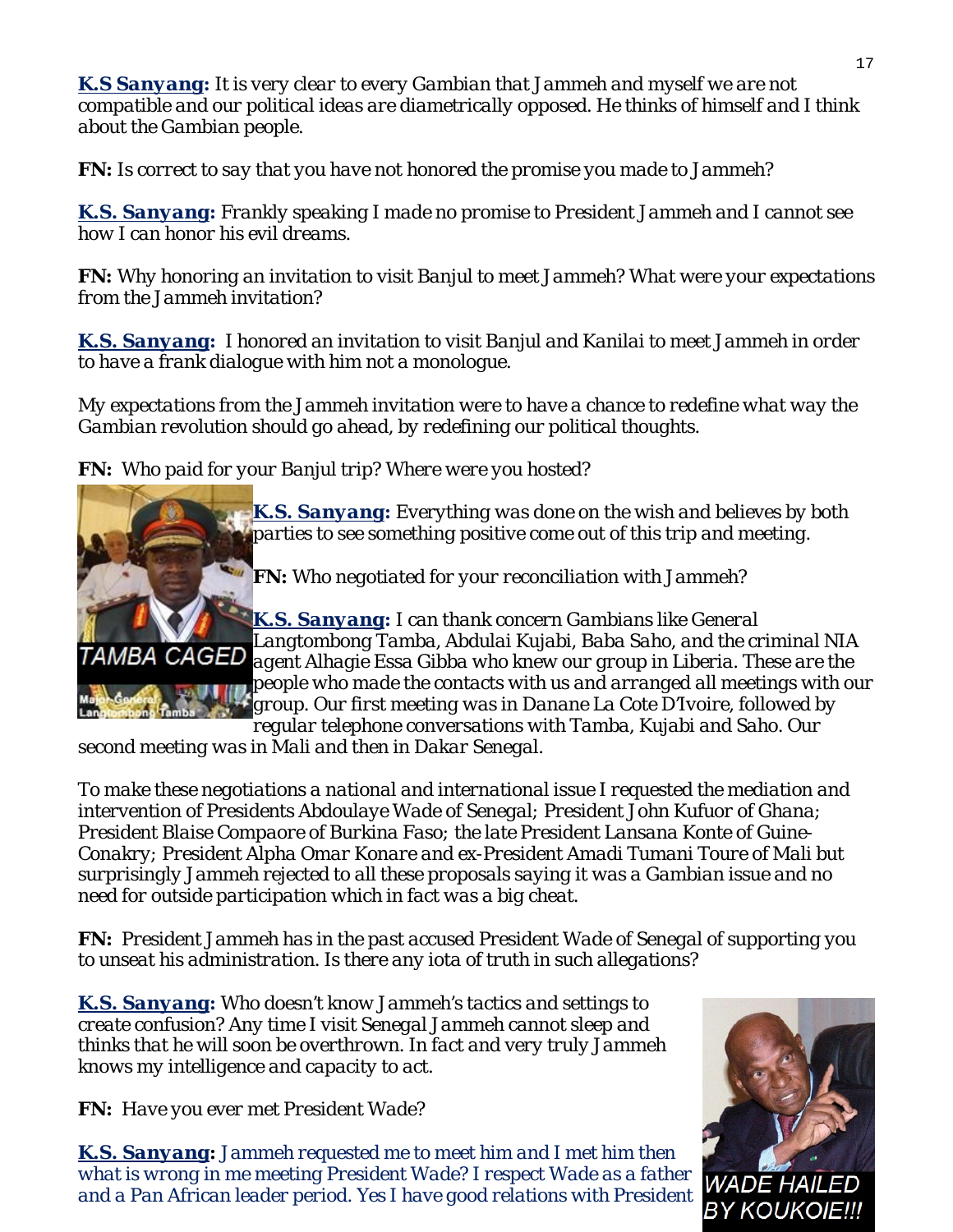**K.S Sanyang:** *It is very clear to every Gambian that Jammeh and myself we are not compatible and our political ideas are diametrically opposed. He thinks of himself and I think about the Gambian people.*

**FN:** *Is correct to say that you have not honored the promise you made to Jammeh?*

**K.S. Sanyang:** *Frankly speaking I made no promise to President Jammeh and I cannot see how I can honor his evil dreams.*

**FN:** *Why honoring an invitation to visit Banjul to meet Jammeh? What were your expectations from the Jammeh invitation?*

**K.S. Sanyang:** *I honored an invitation to visit Banjul and Kanilai to meet Jammeh in order to have a frank dialogue with him not a monologue.*

*My expectations from the Jammeh invitation were to have a chance to redefine what way the Gambian revolution should go ahead, by redefining our political thoughts.*

**FN:** *Who paid for your Banjul trip? Where were you hosted?*

TAMBA CAGED

**K.S. Sanyang:** *Everything was done on the wish and believes by both parties to see something positive come out of this trip and meeting.*

**FN:** *Who negotiated for your reconciliation with Jammeh?*

**K.S. Sanyang:** *I can thank concern Gambians like General Langtombong Tamba, Abdulai Kujabi, Baba Saho, and the criminal NIA agent Alhagie Essa Gibba who knew our group in Liberia. These are the people who made the contacts with us and arranged all meetings with our group. Our first meeting was in Danane La Cote D'Ivoire, followed by regular telephone conversations with Tamba, Kujabi and Saho. Our second meeting was in Mali and then in Dakar Senegal.*

*To make these negotiations a national and international issue I requested the mediation and intervention of Presidents Abdoulaye Wade of Senegal; President John Kufuor of Ghana; President Blaise Compaore of Burkina Faso; the late President Lansana Konte of Guine-Conakry; President Alpha Omar Konare and ex-President Amadi Tumani Toure of Mali but surprisingly Jammeh rejected to all these proposals saying it was a Gambian issue and no need for outside participation which in fact was a big cheat.*

**FN:** *President Jammeh has in the past accused President Wade of Senegal of supporting you to unseat his administration. Is there any iota of truth in such allegations?*

**K.S. Sanyang:** *Who doesn't know Jammeh's tactics and settings to create confusion? Any time I visit Senegal Jammeh cannot sleep and thinks that he will soon be overthrown. In fact and very truly Jammeh knows my intelligence and capacity to act.*

**FN:** *Have you ever met President Wade?*

**K.S. Sanyang:** *Jammeh requested me to meet him and I met him then what is wrong in me meeting President Wade? I respect Wade as a father and a Pan African leader period. Yes I have good relations with President*

WADE HAILED BY KOUKOIE!!!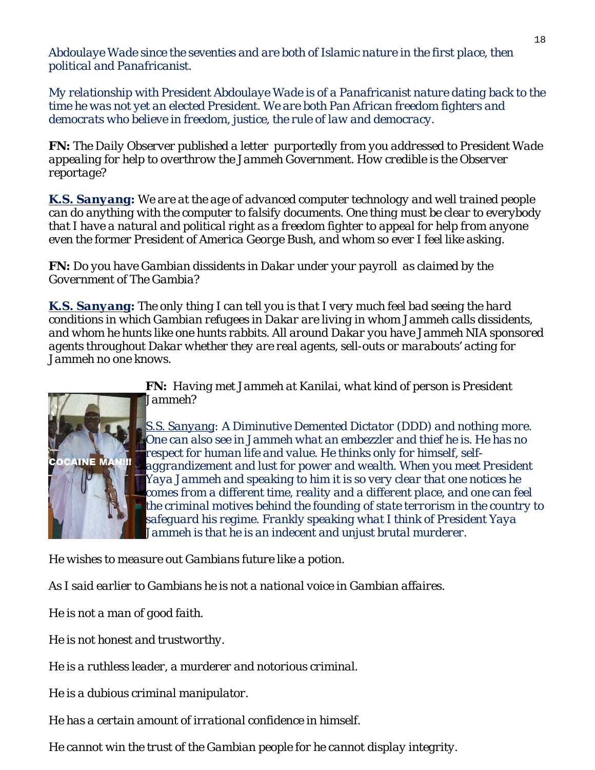*Abdoulaye Wade since the seventies and are both of Islamic nature in the first place, then political and Panafricanist.*

*My relationship with President Abdoulaye Wade is of a Panafricanist nature dating back to the time he was not yet an elected President. We are both Pan African freedom fighters and democrats who believe in freedom, justice, the rule of law and democracy.*

**FN:** *The Daily Observer published a letter purportedly from you addressed to President Wade appealing for help to overthrow the Jammeh Government. How credible is the Observer reportage?*

**K.S. Sanyang:** *We are at the age of advanced computer technology and well trained people can do anything with the computer to falsify documents. One thing must be clear to everybody that I have a natural and political right as a freedom fighter to appeal for help from anyone even the former President of America George Bush, and whom so ever I feel like asking.*

**FN:** *Do you have Gambian dissidents in Dakar under your payroll as claimed by the Government of The Gambia?*

**K.S. Sanyang:** *The only thing I can tell you is that I very much feel bad seeing the hard conditions in which Gambian refugees in Dakar are living in whom Jammeh calls dissidents, and whom he hunts like one hunts rabbits. All around Dakar you have Jammeh NIA sponsored agents throughout Dakar whether they are real agents, sell-outs or marabouts' acting for Jammeh no one knows.*

**FN:** *Having met Jammeh at Kanilai, what kind of person is President Jammeh?*

*S.S. Sanyang: A Diminutive Demented Dictator (DDD) and nothing more. One can also see in Jammeh what an embezzler and thief he is. He has no respect for human life and value. He thinks only for himself, self-aggrandizement and lust for power and wealth. When you meet President Yaya Jammeh and speaking to him it is so very clear that one notices he comes from a different time, reality and a different place, and one can feel the criminal motives behind the founding of state terrorism in the country to safeguard his regime. Frankly speaking what I think of President Yaya Jammeh is that he is an indecent and unjust brutal murderer.*

*He wishes to measure out Gambians future like a potion.*

*As I said earlier to Gambians he is not a national voice in Gambian affaires.*

*He is not a man of good faith.*

*He is not honest and trustworthy.*

*He is a ruthless leader, a murderer and notorious criminal.*

*He is a dubious criminal manipulator.*

*He has a certain amount of irrational confidence in himself.*

*He cannot win the trust of the Gambian people for he cannot display integrity.*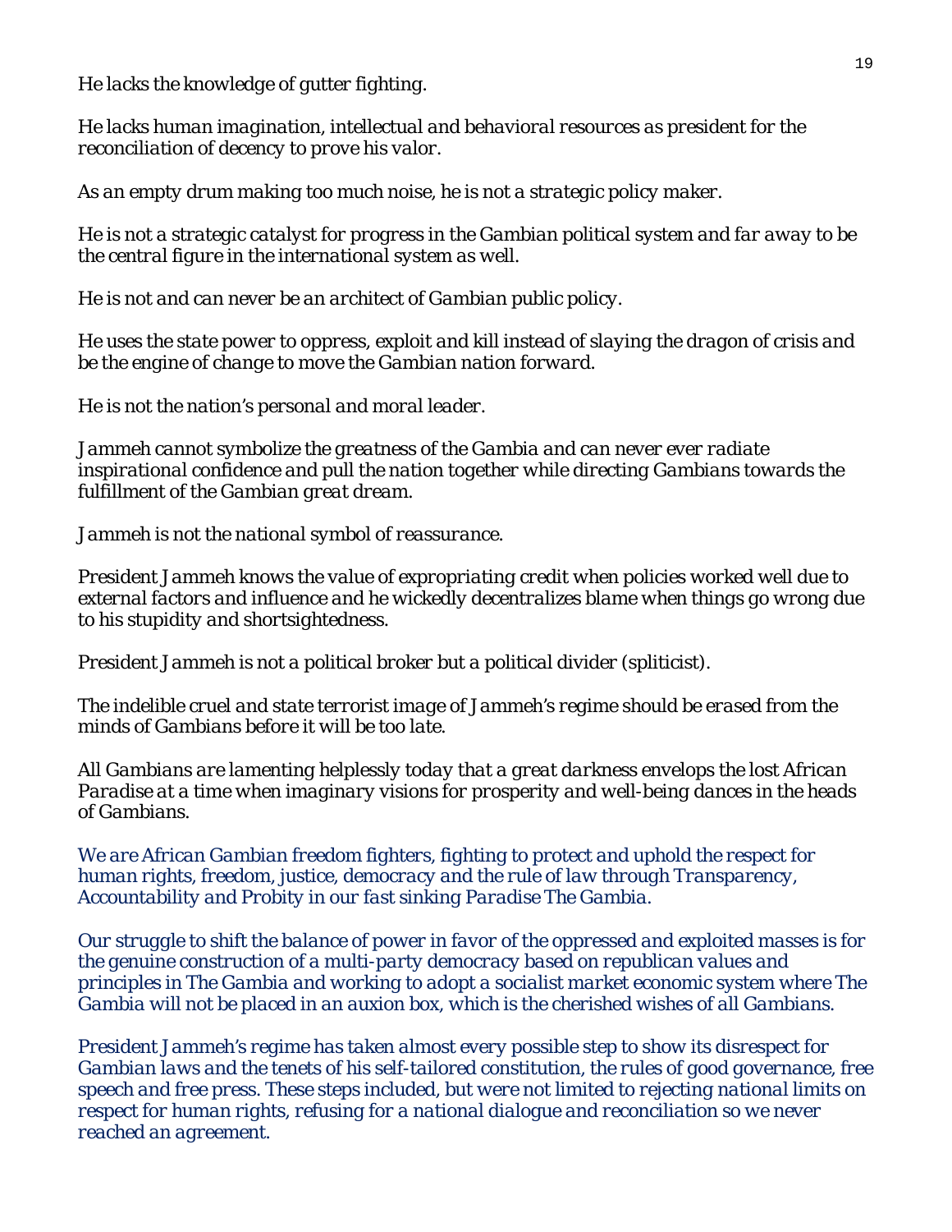*He lacks the knowledge of gutter fighting.*

*He lacks human imagination, intellectual and behavioral resources as president for the reconciliation of decency to prove his valor.*

*As an empty drum making too much noise, he is not a strategic policy maker.*

*He is not a strategic catalyst for progress in the Gambian political system and far away to be the central figure in the international system as well.*

*He is not and can never be an architect of Gambian public policy.*

*He uses the state power to oppress, exploit and kill instead of slaying the dragon of crisis and be the engine of change to move the Gambian nation forward.*

*He is not the nation's personal and moral leader.*

*Jammeh cannot symbolize the greatness of the Gambia and can never ever radiate inspirational confidence and pull the nation together while directing Gambians towards the fulfillment of the Gambian great dream.*

*Jammeh is not the national symbol of reassurance.*

*President Jammeh knows the value of expropriating credit when policies worked well due to external factors and influence and he wickedly decentralizes blame when things go wrong due to his stupidity and shortsightedness.*

*President Jammeh is not a political broker but a political divider (spliticist).*

*The indelible cruel and state terrorist image of Jammeh's regime should be erased from the minds of Gambians before it will be too late.*

*All Gambians are lamenting helplessly today that a great darkness envelops the lost African Paradise at a time when imaginary visions for prosperity and well-being dances in the heads of Gambians.*

*We are African Gambian freedom fighters, fighting to protect and uphold the respect for human rights, freedom, justice, democracy and the rule of law through Transparency, Accountability and Probity in our fast sinking Paradise The Gambia.*

*Our struggle to shift the balance of power in favor of the oppressed and exploited masses is for the genuine construction of a multi-party democracy based on republican values and principles in The Gambia and working to adopt a socialist market economic system where The Gambia will not be placed in an auxion box, which is the cherished wishes of all Gambians.*

*President Jammeh's regime has taken almost every possible step to show its disrespect for Gambian laws and the tenets of his self-tailored constitution, the rules of good governance, free speech and free press. These steps included, but were not limited to rejecting national limits on respect for human rights, refusing for a national dialogue and reconciliation so we never reached an agreement.*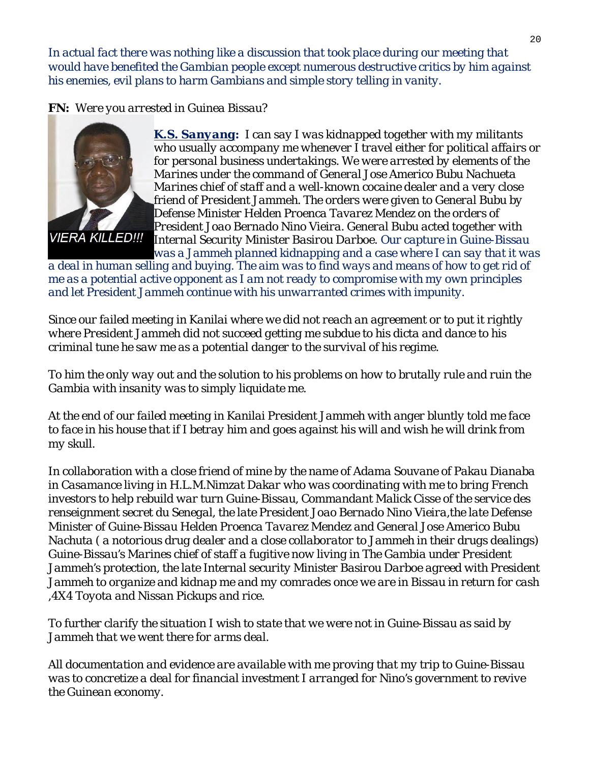*In actual fact there was nothing like a discussion that took place during our meeting that would have benefited the Gambian people except numerous destructive critics by him against his enemies, evil plans to harm Gambians and simple story telling in vanity.*

**FN:** *Were you arrested in Guinea Bissau?*

VIERA KILLED!!!

**K.S. Sanyang:** *I can say I was kidnapped together with my militants who usually accompany me whenever I travel either for political affairs or for personal business undertakings. We were arrested by elements of the Marines under the command of General Jose Americo Bubu Nachueta Marines chief of staff and a well-known cocaine dealer and a very close friend of President Jammeh. The orders were given to General Bubu by Defense Minister Helden Proenca Tavarez Mendez on the orders of President Joao Bernado Nino Vieira. General Bubu acted together with Internal Security Minister Basirou Darboe. Our capture in Guine-Bissau was a Jammeh planned kidnapping and a case where I can say that it was a deal in human selling and buying. The aim was to find ways and means of how to get rid of me as a potential active opponent as I am not ready to compromise with my own principles and let President Jammeh continue with his unwarranted crimes with impunity.*

*Since our failed meeting in Kanilai where we did not reach an agreement or to put it rightly where President Jammeh did not succeed getting me subdue to his dicta and dance to his criminal tune he saw me as a potential danger to the survival of his regime.*

*To him the only way out and the solution to his problems on how to brutally rule and ruin the Gambia with insanity was to simply liquidate me.*

*At the end of our failed meeting in Kanilai President Jammeh with anger bluntly told me face to face in his house that if I betray him and goes against his will and wish he will drink from my skull.*

*In collaboration with a close friend of mine by the name of Adama Souvane of Pakau Dianaba in Casamance living in H.L.M.Nimzat Dakar who was coordinating with me to bring French investors to help rebuild war turn Guine-Bissau, Commandant Malick Cisse of the service des renseignment secret du Senegal, the late President Joao Bernado Nino Vieira,the late Defense Minister of Guine-Bissau Helden Proenca Tavarez Mendez and General Jose Americo Bubu Nachuta ( a notorious drug dealer and a close collaborator to Jammeh in their drugs dealings) Guine-Bissau's Marines chief of staff a fugitive now living in The Gambia under President Jammeh's protection, the late Internal security Minister Basirou Darboe agreed with President Jammeh to organize and kidnap me and my comrades once we are in Bissau in return for cash ,4X4 Toyota and Nissan Pickups and rice.*

*To further clarify the situation I wish to state that we were not in Guine-Bissau as said by Jammeh that we went there for arms deal.*

*All documentation and evidence are available with me proving that my trip to Guine-Bissau was to concretize a deal for financial investment I arranged for Nino's government to revive the Guinean economy.*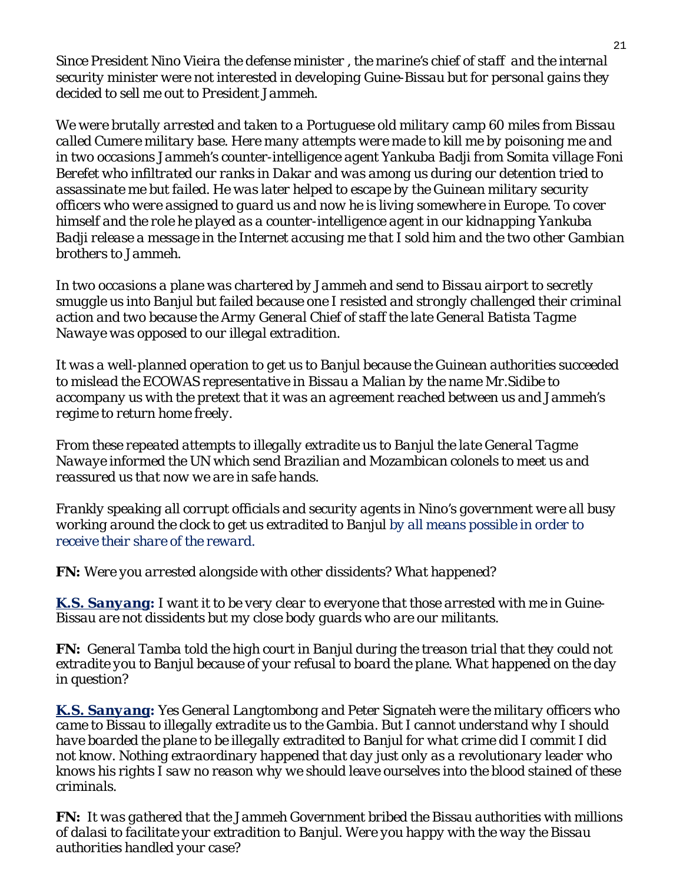*Since President Nino Vieira the defense minister , the marine's chief of staff and the internal security minister were not interested in developing Guine-Bissau but for personal gains they decided to sell me out to President Jammeh.*

*We were brutally arrested and taken to a Portuguese old military camp 60 miles from Bissau called Cumere military base. Here many attempts were made to kill me by poisoning me and in two occasions Jammeh's counter-intelligence agent Yankuba Badji from Somita village Foni Berefet who infiltrated our ranks in Dakar and was among us during our detention tried to assassinate me but failed. He was later helped to escape by the Guinean military security officers who were assigned to guard us and now he is living somewhere in Europe. To cover himself and the role he played as a counter-intelligence agent in our kidnapping Yankuba Badji release a message in the Internet accusing me that I sold him and the two other Gambian brothers to Jammeh.*

*In two occasions a plane was chartered by Jammeh and send to Bissau airport to secretly smuggle us into Banjul but failed because one I resisted and strongly challenged their criminal action and two because the Army General Chief of staff the late General Batista Tagme Nawaye was opposed to our illegal extradition.*

*It was a well-planned operation to get us to Banjul because the Guinean authorities succeeded to mislead the ECOWAS representative in Bissau a Malian by the name Mr.Sidibe to accompany us with the pretext that it was an agreement reached between us and Jammeh's regime to return home freely.*

*From these repeated attempts to illegally extradite us to Banjul the late General Tagme Nawaye informed the UN which send Brazilian and Mozambican colonels to meet us and reassured us that now we are in safe hands.*

*Frankly speaking all corrupt officials and security agents in Nino's government were all busy working around the clock to get us extradited to Banjul by all means possible in order to receive their share of the reward.*

**FN:** *Were you arrested alongside with other dissidents? What happened?*

**K.S. Sanyang:** *I want it to be very clear to everyone that those arrested with me in Guine-Bissau are not dissidents but my close body guards who are our militants.*

**FN:** *General Tamba told the high court in Banjul during the treason trial that they could not extradite you to Banjul because of your refusal to board the plane. What happened on the day in question?*

**K.S. Sanyang:** *Yes General Langtombong and Peter Signateh were the military officers who came to Bissau to illegally extradite us to the Gambia. But I cannot understand why I should have boarded the plane to be illegally extradited to Banjul for what crime did I commit I did not know. Nothing extraordinary happened that day just only as a revolutionary leader who knows his rights I saw no reason why we should leave ourselves into the blood stained of these criminals.*

**FN:** *It was gathered that the Jammeh Government bribed the Bissau authorities with millions of dalasi to facilitate your extradition to Banjul. Were you happy with the way the Bissau authorities handled your case?*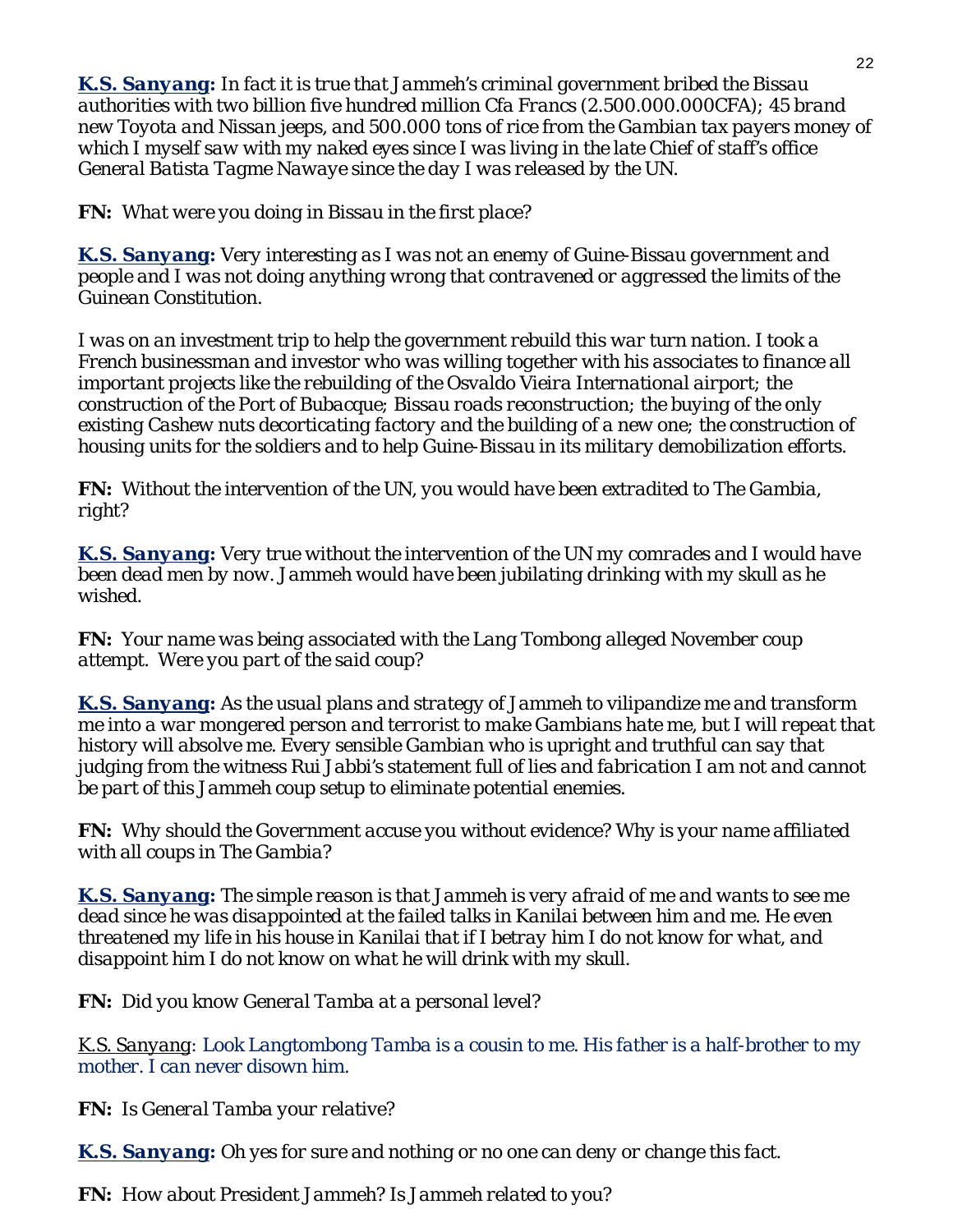***K.S. Sanyang:*** *In fact it is true that Jammeh's criminal government bribed the Bissau authorities with two billion five hundred million Cfa Francs (2.500.000.000CFA); 45 brand new Toyota and Nissan jeeps, and 500.000 tons of rice from the Gambian tax payers money of which I myself saw with my naked eyes since I was living in the late Chief of staff's office General Batista Tagme Nawaye since the day I was released by the UN.*

**FN:** *What were you doing in Bissau in the first place?*

***K.S. Sanyang:*** *Very interesting as I was not an enemy of Guine-Bissau government and people and I was not doing anything wrong that contravened or aggressed the limits of the Guinean Constitution.*

*I was on an investment trip to help the government rebuild this war turn nation. I took a French businessman and investor who was willing together with his associates to finance all important projects like the rebuilding of the Osvaldo Vieira International airport; the construction of the Port of Bubacque; Bissau roads reconstruction; the buying of the only existing Cashew nuts decorticating factory and the building of a new one; the construction of housing units for the soldiers and to help Guine-Bissau in its military demobilization efforts.*

**FN:** *Without the intervention of the UN, you would have been extradited to The Gambia, right?*

***K.S. Sanyang:*** *Very true without the intervention of the UN my comrades and I would have been dead men by now. Jammeh would have been jubilating drinking with my skull as he wished.*

**FN:** *Your name was being associated with the Lang Tombong alleged November coup attempt. Were you part of the said coup?*

***K.S. Sanyang:*** *As the usual plans and strategy of Jammeh to vilipandize me and transform me into a war mongered person and terrorist to make Gambians hate me, but I will repeat that history will absolve me. Every sensible Gambian who is upright and truthful can say that judging from the witness Rui Jabbi's statement full of lies and fabrication I am not and cannot be part of this Jammeh coup setup to eliminate potential enemies.*

**FN:** *Why should the Government accuse you without evidence? Why is your name affiliated with all coups in The Gambia?*

***K.S. Sanyang:*** *The simple reason is that Jammeh is very afraid of me and wants to see me dead since he was disappointed at the failed talks in Kanilai between him and me. He even threatened my life in his house in Kanilai that if I betray him I do not know for what, and disappoint him I do not know on what he will drink with my skull.*

**FN:** *Did you know General Tamba at a personal level?*

*K.S. Sanyang: Look Langtombong Tamba is a cousin to me. His father is a half-brother to my mother. I can never disown him.*

**FN:** *Is General Tamba your relative?*

***K.S. Sanyang:*** *Oh yes for sure and nothing or no one can deny or change this fact.*

**FN:** *How about President Jammeh? Is Jammeh related to you?*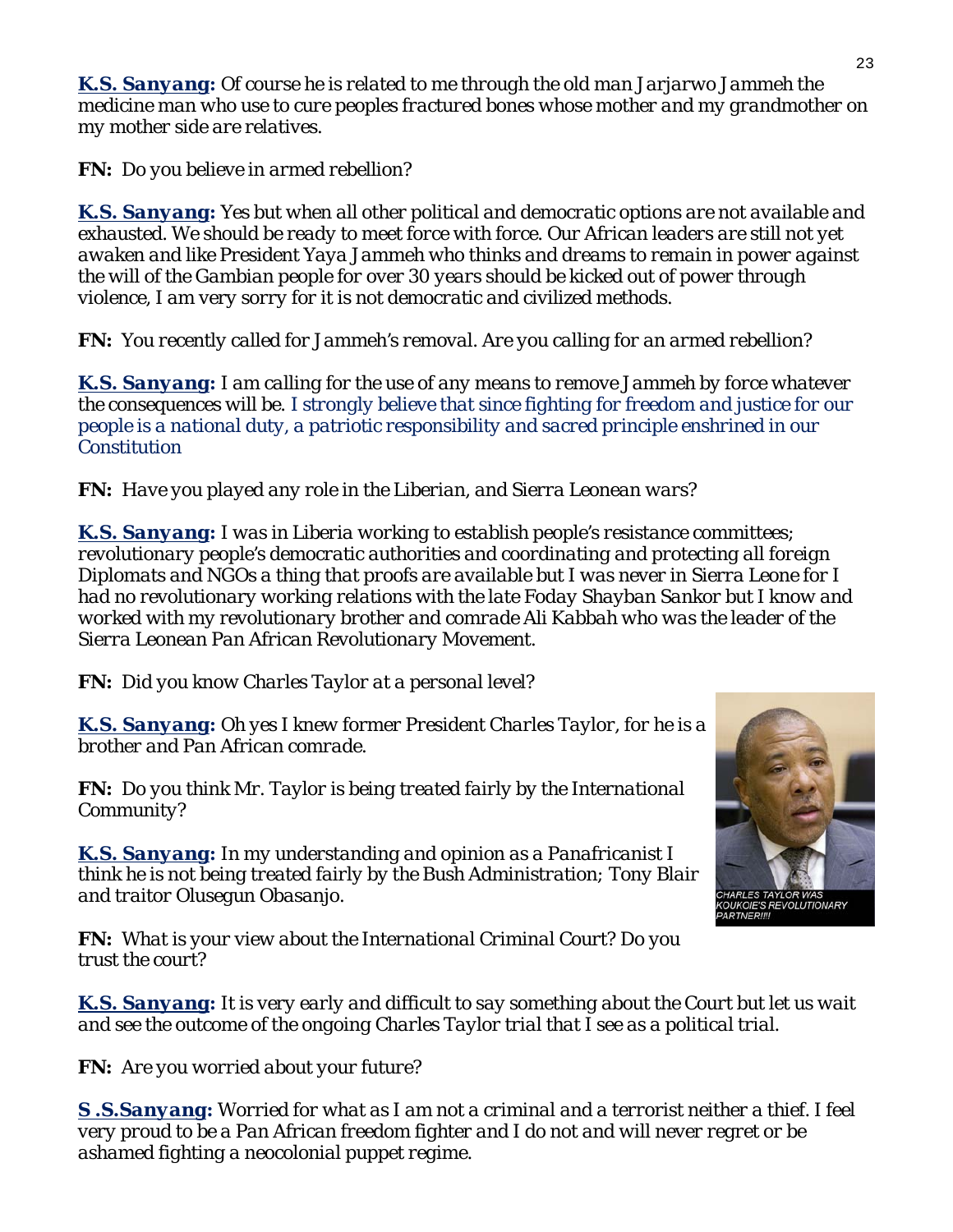**K.S. Sanyang:** *Of course he is related to me through the old man Jarjarwo Jammeh the medicine man who use to cure peoples fractured bones whose mother and my grandmother on my mother side are relatives.*

**FN:** *Do you believe in armed rebellion?*

**K.S. Sanyang:** *Yes but when all other political and democratic options are not available and exhausted. We should be ready to meet force with force. Our African leaders are still not yet awaken and like President Yaya Jammeh who thinks and dreams to remain in power against the will of the Gambian people for over 30 years should be kicked out of power through violence, I am very sorry for it is not democratic and civilized methods.*

**FN:** *You recently called for Jammeh's removal. Are you calling for an armed rebellion?*

**K.S. Sanyang:** *I am calling for the use of any means to remove Jammeh by force whatever the consequences will be. I strongly believe that since fighting for freedom and justice for our people is a national duty, a patriotic responsibility and sacred principle enshrined in our Constitution*

**FN:** *Have you played any role in the Liberian, and Sierra Leonean wars?*

**K.S. Sanyang:** *I was in Liberia working to establish people's resistance committees; revolutionary people's democratic authorities and coordinating and protecting all foreign Diplomats and NGOs a thing that proofs are available but I was never in Sierra Leone for I had no revolutionary working relations with the late Foday Shayban Sankor but I know and worked with my revolutionary brother and comrade Ali Kabbah who was the leader of the Sierra Leonean Pan African Revolutionary Movement.*

**FN:** *Did you know Charles Taylor at a personal level?*

**K.S. Sanyang:** *Oh yes I knew former President Charles Taylor, for he is a brother and Pan African comrade.*

*CHARLES TAYLOR WAS KOUKOIE'S REVOLUTIONARY PARTNER!!!!*

**FN:** *Do you think Mr. Taylor is being treated fairly by the International Community?*

**K.S. Sanyang:** *In my understanding and opinion as a Panafricanist I think he is not being treated fairly by the Bush Administration; Tony Blair and traitor Olusegun Obasanjo.*

**FN:** *What is your view about the International Criminal Court? Do you trust the court?*

**K.S. Sanyang:** *It is very early and difficult to say something about the Court but let us wait and see the outcome of the ongoing Charles Taylor trial that I see as a political trial.*

**FN:** *Are you worried about your future?*

**S .S.Sanyang:** *Worried for what as I am not a criminal and a terrorist neither a thief. I feel very proud to be a Pan African freedom fighter and I do not and will never regret or be ashamed fighting a neocolonial puppet regime.*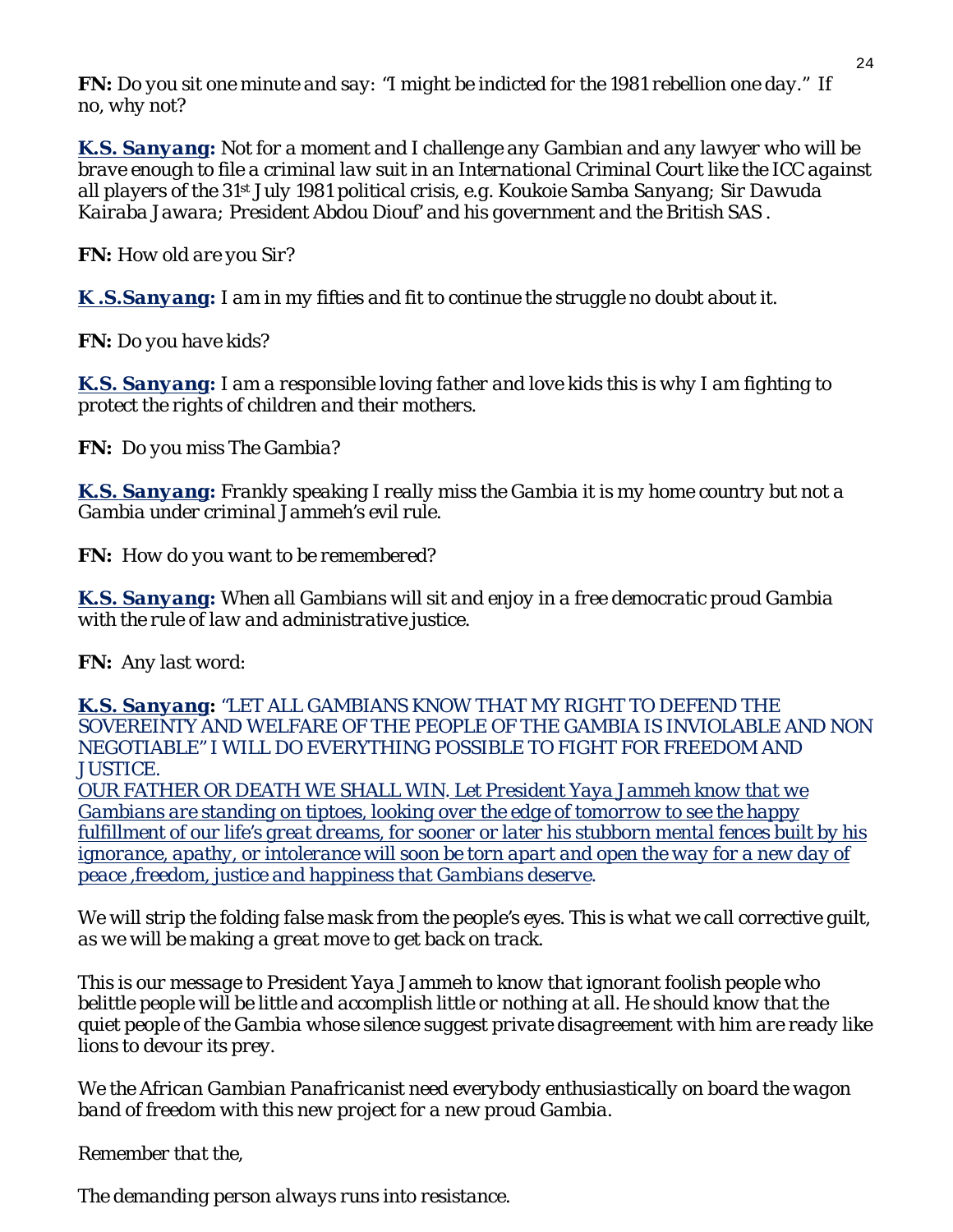**FN:** *Do you sit one minute and say: "I might be indicted for the 1981 rebellion one day." If no, why not?*

***K.S. Sanyang:*** *Not for a moment and I challenge any Gambian and any lawyer who will be brave enough to file a criminal law suit in an International Criminal Court like the ICC against all players of the 31st July 1981 political crisis, e.g. Koukoie Samba Sanyang; Sir Dawuda Kairaba Jawara; President Abdou Diouf' and his government and the British SAS .*

**FN:** *How old are you Sir?*

***K .S.Sanyang:*** *I am in my fifties and fit to continue the struggle no doubt about it.*

**FN:** *Do you have kids?*

***K.S. Sanyang:*** *I am a responsible loving father and love kids this is why I am fighting to protect the rights of children and their mothers.*

**FN:** *Do you miss The Gambia?*

***K.S. Sanyang:*** *Frankly speaking I really miss the Gambia it is my home country but not a Gambia under criminal Jammeh's evil rule.*

**FN:** *How do you want to be remembered?*

***K.S. Sanyang:*** *When all Gambians will sit and enjoy in a free democratic proud Gambia with the rule of law and administrative justice.*

**FN:** *Any last word:*

***K.S. Sanyang:*** *"LET ALL GAMBIANS KNOW THAT MY RIGHT TO DEFEND THE SOVEREINTY AND WELFARE OF THE PEOPLE OF THE GAMBIA IS INVIOLABLE AND NON NEGOTIABLE" I WILL DO EVERYTHING POSSIBLE TO FIGHT FOR FREEDOM AND JUSTICE.*
*OUR FATHER OR DEATH WE SHALL WIN. Let President Yaya Jammeh know that we Gambians are standing on tiptoes, looking over the edge of tomorrow to see the happy fulfillment of our life's great dreams, for sooner or later his stubborn mental fences built by his ignorance, apathy, or intolerance will soon be torn apart and open the way for a new day of peace ,freedom, justice and happiness that Gambians deserve.*

*We will strip the folding false mask from the people's eyes. This is what we call corrective guilt, as we will be making a great move to get back on track.*

*This is our message to President Yaya Jammeh to know that ignorant foolish people who belittle people will be little and accomplish little or nothing at all. He should know that the quiet people of the Gambia whose silence suggest private disagreement with him are ready like lions to devour its prey.*

*We the African Gambian Panafricanist need everybody enthusiastically on board the wagon band of freedom with this new project for a new proud Gambia.*

*Remember that the,*

*The demanding person always runs into resistance.*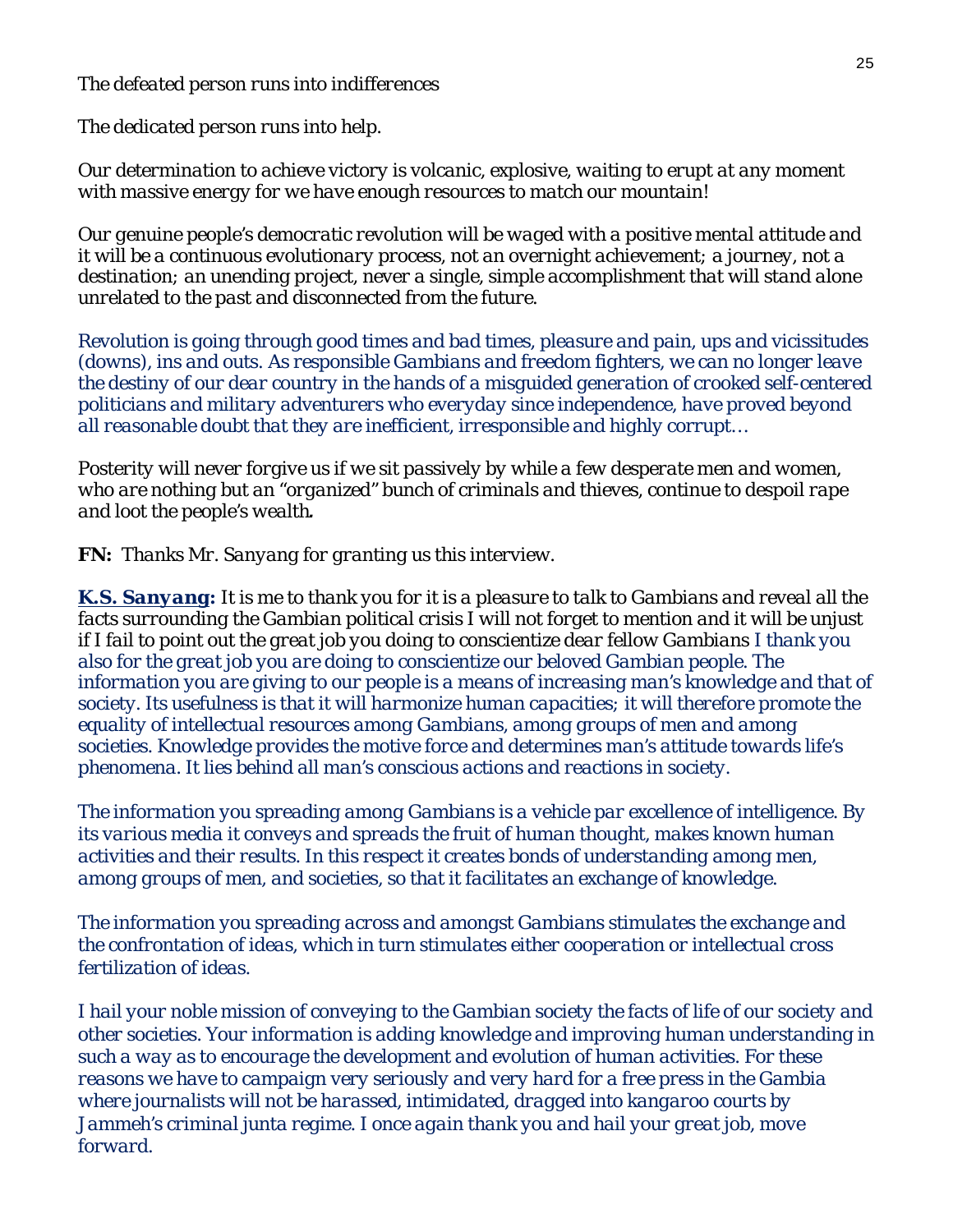*The defeated person runs into indifferences*

*The dedicated person runs into help.*

*Our determination to achieve victory is volcanic, explosive, waiting to erupt at any moment with massive energy for we have enough resources to match our mountain!*

*Our genuine people's democratic revolution will be waged with a positive mental attitude and it will be a continuous evolutionary process, not an overnight achievement; a journey, not a destination; an unending project, never a single, simple accomplishment that will stand alone unrelated to the past and disconnected from the future.*

*Revolution is going through good times and bad times, pleasure and pain, ups and vicissitudes (downs), ins and outs. As responsible Gambians and freedom fighters, we can no longer leave the destiny of our dear country in the hands of a misguided generation of crooked self-centered politicians and military adventurers who everyday since independence, have proved beyond all reasonable doubt that they are inefficient, irresponsible and highly corrupt…*

*Posterity will never forgive us if we sit passively by while a few desperate men and women, who are nothing but an "organized" bunch of criminals and thieves, continue to despoil rape and loot the people's wealth.*

**FN:** *Thanks Mr. Sanyang for granting us this interview.*

**K.S. Sanyang:** *It is me to thank you for it is a pleasure to talk to Gambians and reveal all the facts surrounding the Gambian political crisis I will not forget to mention and it will be unjust if I fail to point out the great job you doing to conscientize dear fellow Gambians I thank you also for the great job you are doing to conscientize our beloved Gambian people. The information you are giving to our people is a means of increasing man's knowledge and that of society. Its usefulness is that it will harmonize human capacities; it will therefore promote the equality of intellectual resources among Gambians, among groups of men and among societies. Knowledge provides the motive force and determines man's attitude towards life's phenomena. It lies behind all man's conscious actions and reactions in society.*

*The information you spreading among Gambians is a vehicle par excellence of intelligence. By its various media it conveys and spreads the fruit of human thought, makes known human activities and their results. In this respect it creates bonds of understanding among men, among groups of men, and societies, so that it facilitates an exchange of knowledge.*

*The information you spreading across and amongst Gambians stimulates the exchange and the confrontation of ideas, which in turn stimulates either cooperation or intellectual cross fertilization of ideas.*

*I hail your noble mission of conveying to the Gambian society the facts of life of our society and other societies. Your information is adding knowledge and improving human understanding in such a way as to encourage the development and evolution of human activities. For these reasons we have to campaign very seriously and very hard for a free press in the Gambia where journalists will not be harassed, intimidated, dragged into kangaroo courts by Jammeh's criminal junta regime. I once again thank you and hail your great job, move forward.*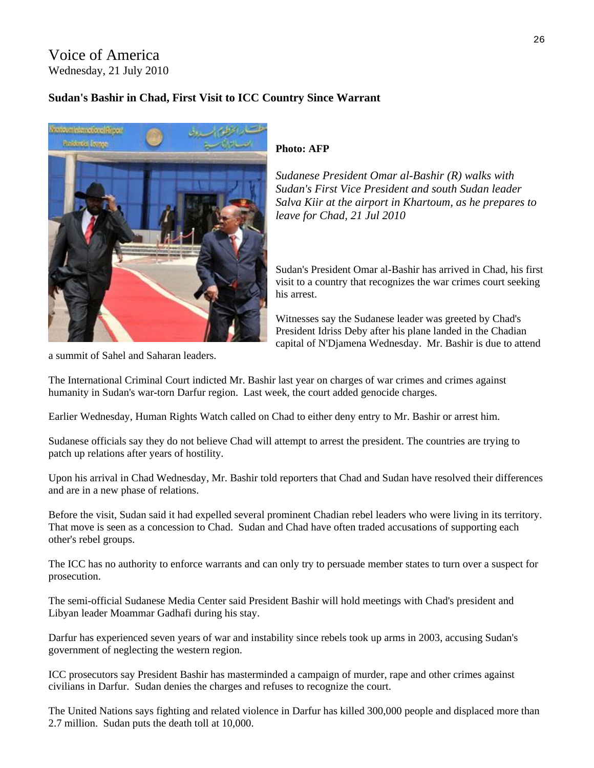# Voice of America

Wednesday, 21 July 2010

**Sudan's Bashir in Chad, First Visit to ICC Country Since Warrant**

**Photo: AFP**

*Sudanese President Omar al-Bashir (R) walks with Sudan's First Vice President and south Sudan leader Salva Kiir at the airport in Khartoum, as he prepares to leave for Chad, 21 Jul 2010*

Sudan's President Omar al-Bashir has arrived in Chad, his first visit to a country that recognizes the war crimes court seeking his arrest.

Witnesses say the Sudanese leader was greeted by Chad's President Idriss Deby after his plane landed in the Chadian capital of N'Djamena Wednesday. Mr. Bashir is due to attend a summit of Sahel and Saharan leaders.

The International Criminal Court indicted Mr. Bashir last year on charges of war crimes and crimes against humanity in Sudan's war-torn Darfur region. Last week, the court added genocide charges.

Earlier Wednesday, Human Rights Watch called on Chad to either deny entry to Mr. Bashir or arrest him.

Sudanese officials say they do not believe Chad will attempt to arrest the president. The countries are trying to patch up relations after years of hostility.

Upon his arrival in Chad Wednesday, Mr. Bashir told reporters that Chad and Sudan have resolved their differences and are in a new phase of relations.

Before the visit, Sudan said it had expelled several prominent Chadian rebel leaders who were living in its territory. That move is seen as a concession to Chad. Sudan and Chad have often traded accusations of supporting each other's rebel groups.

The ICC has no authority to enforce warrants and can only try to persuade member states to turn over a suspect for prosecution.

The semi-official Sudanese Media Center said President Bashir will hold meetings with Chad's president and Libyan leader Moammar Gadhafi during his stay.

Darfur has experienced seven years of war and instability since rebels took up arms in 2003, accusing Sudan's government of neglecting the western region.

ICC prosecutors say President Bashir has masterminded a campaign of murder, rape and other crimes against civilians in Darfur. Sudan denies the charges and refuses to recognize the court.

The United Nations says fighting and related violence in Darfur has killed 300,000 people and displaced more than 2.7 million. Sudan puts the death toll at 10,000.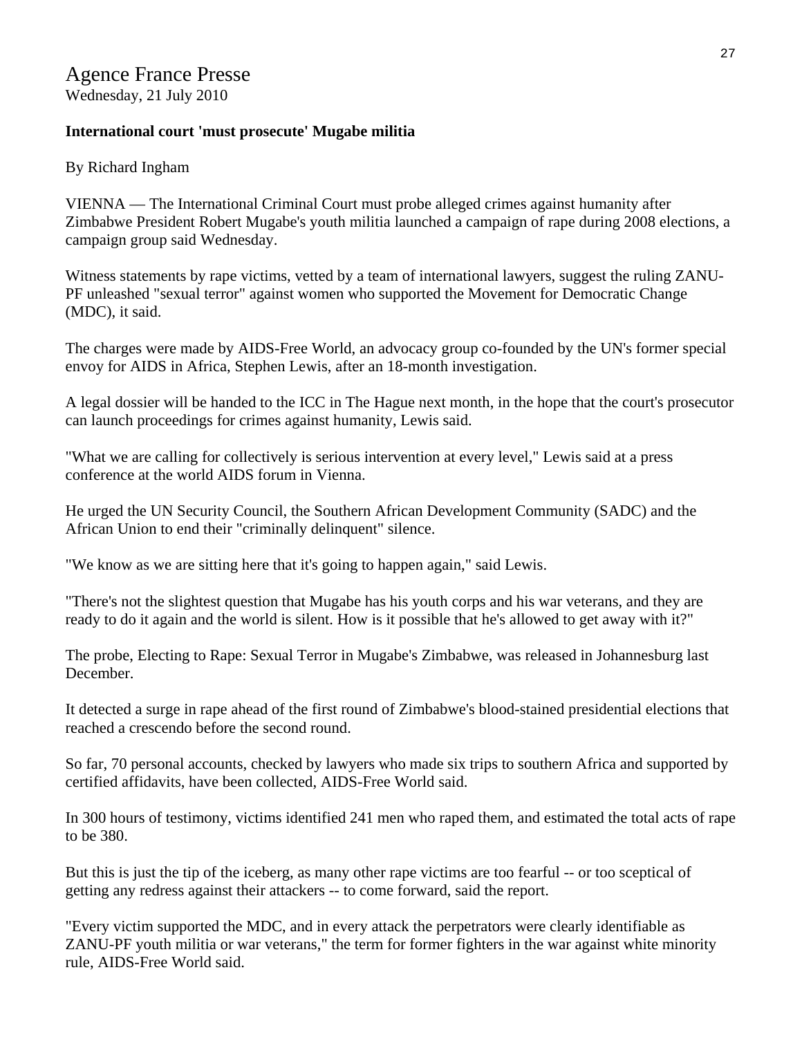# Agence France Presse

Wednesday, 21 July 2010

**International court 'must prosecute' Mugabe militia**

By Richard Ingham

VIENNA — The International Criminal Court must probe alleged crimes against humanity after Zimbabwe President Robert Mugabe's youth militia launched a campaign of rape during 2008 elections, a campaign group said Wednesday.

Witness statements by rape victims, vetted by a team of international lawyers, suggest the ruling ZANU-PF unleashed "sexual terror" against women who supported the Movement for Democratic Change (MDC), it said.

The charges were made by AIDS-Free World, an advocacy group co-founded by the UN's former special envoy for AIDS in Africa, Stephen Lewis, after an 18-month investigation.

A legal dossier will be handed to the ICC in The Hague next month, in the hope that the court's prosecutor can launch proceedings for crimes against humanity, Lewis said.

"What we are calling for collectively is serious intervention at every level," Lewis said at a press conference at the world AIDS forum in Vienna.

He urged the UN Security Council, the Southern African Development Community (SADC) and the African Union to end their "criminally delinquent" silence.

"We know as we are sitting here that it's going to happen again," said Lewis.

"There's not the slightest question that Mugabe has his youth corps and his war veterans, and they are ready to do it again and the world is silent. How is it possible that he's allowed to get away with it?"

The probe, Electing to Rape: Sexual Terror in Mugabe's Zimbabwe, was released in Johannesburg last December.

It detected a surge in rape ahead of the first round of Zimbabwe's blood-stained presidential elections that reached a crescendo before the second round.

So far, 70 personal accounts, checked by lawyers who made six trips to southern Africa and supported by certified affidavits, have been collected, AIDS-Free World said.

In 300 hours of testimony, victims identified 241 men who raped them, and estimated the total acts of rape to be 380.

But this is just the tip of the iceberg, as many other rape victims are too fearful -- or too sceptical of getting any redress against their attackers -- to come forward, said the report.

"Every victim supported the MDC, and in every attack the perpetrators were clearly identifiable as ZANU-PF youth militia or war veterans," the term for former fighters in the war against white minority rule, AIDS-Free World said.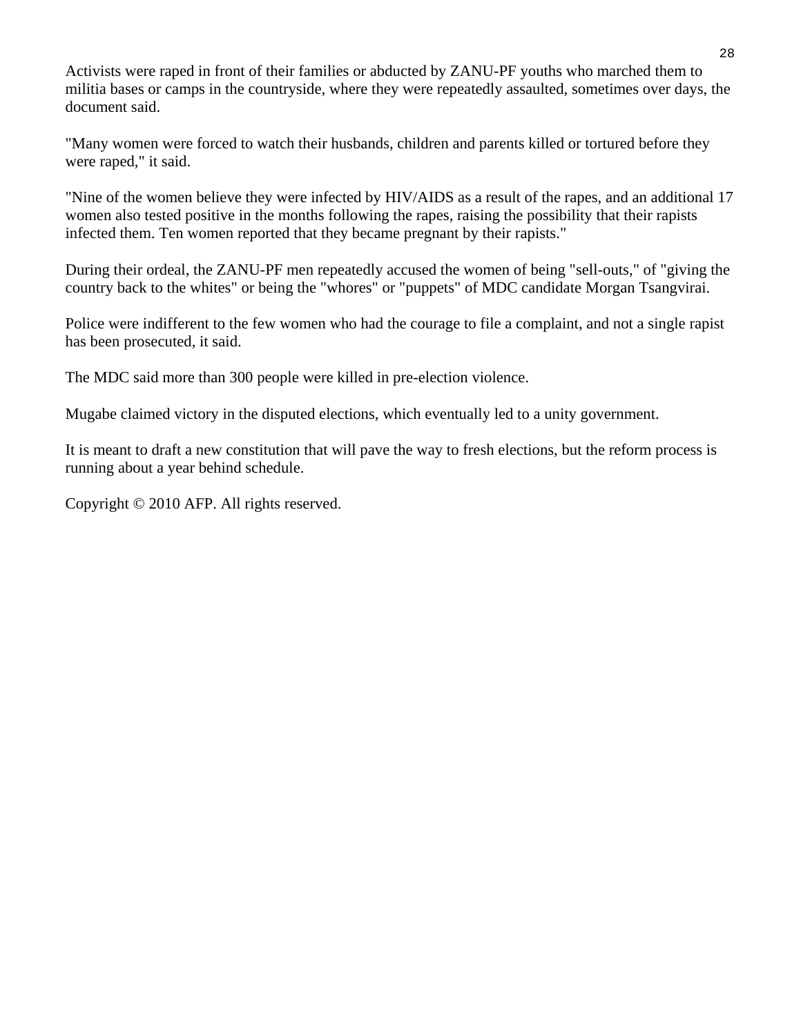Activists were raped in front of their families or abducted by ZANU-PF youths who marched them to militia bases or camps in the countryside, where they were repeatedly assaulted, sometimes over days, the document said.

"Many women were forced to watch their husbands, children and parents killed or tortured before they were raped," it said.

"Nine of the women believe they were infected by HIV/AIDS as a result of the rapes, and an additional 17 women also tested positive in the months following the rapes, raising the possibility that their rapists infected them. Ten women reported that they became pregnant by their rapists."

During their ordeal, the ZANU-PF men repeatedly accused the women of being "sell-outs," of "giving the country back to the whites" or being the "whores" or "puppets" of MDC candidate Morgan Tsangvirai.

Police were indifferent to the few women who had the courage to file a complaint, and not a single rapist has been prosecuted, it said.

The MDC said more than 300 people were killed in pre-election violence.

Mugabe claimed victory in the disputed elections, which eventually led to a unity government.

It is meant to draft a new constitution that will pave the way to fresh elections, but the reform process is running about a year behind schedule.

Copyright © 2010 AFP. All rights reserved.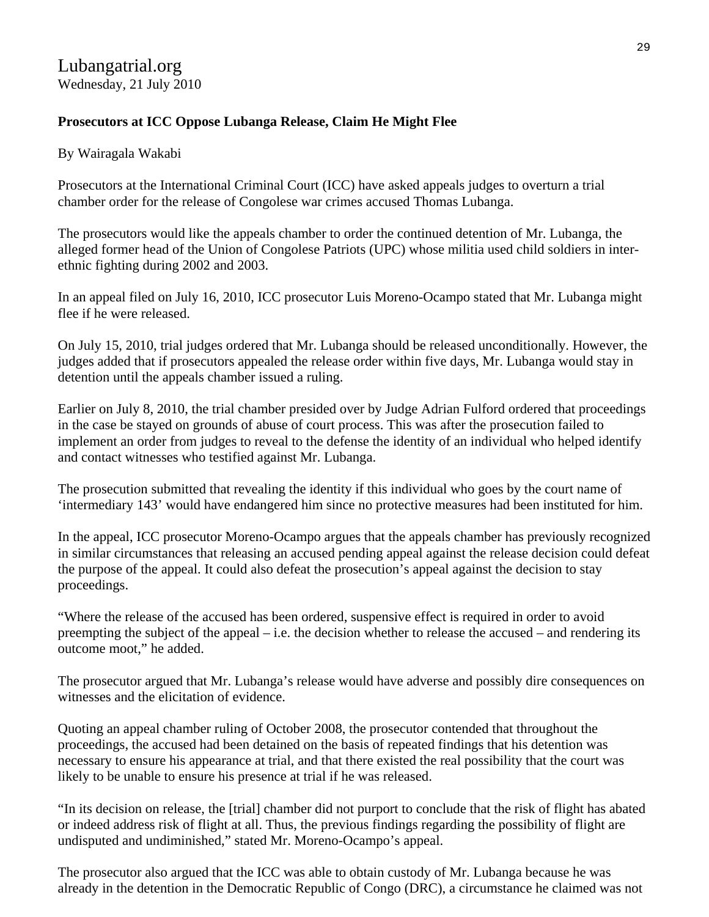Lubangatrial.org
Wednesday, 21 July 2010

**Prosecutors at ICC Oppose Lubanga Release, Claim He Might Flee**

By Wairagala Wakabi

Prosecutors at the International Criminal Court (ICC) have asked appeals judges to overturn a trial chamber order for the release of Congolese war crimes accused Thomas Lubanga.

The prosecutors would like the appeals chamber to order the continued detention of Mr. Lubanga, the alleged former head of the Union of Congolese Patriots (UPC) whose militia used child soldiers in inter-ethnic fighting during 2002 and 2003.

In an appeal filed on July 16, 2010, ICC prosecutor Luis Moreno-Ocampo stated that Mr. Lubanga might flee if he were released.

On July 15, 2010, trial judges ordered that Mr. Lubanga should be released unconditionally. However, the judges added that if prosecutors appealed the release order within five days, Mr. Lubanga would stay in detention until the appeals chamber issued a ruling.

Earlier on July 8, 2010, the trial chamber presided over by Judge Adrian Fulford ordered that proceedings in the case be stayed on grounds of abuse of court process. This was after the prosecution failed to implement an order from judges to reveal to the defense the identity of an individual who helped identify and contact witnesses who testified against Mr. Lubanga.

The prosecution submitted that revealing the identity if this individual who goes by the court name of 'intermediary 143' would have endangered him since no protective measures had been instituted for him.

In the appeal, ICC prosecutor Moreno-Ocampo argues that the appeals chamber has previously recognized in similar circumstances that releasing an accused pending appeal against the release decision could defeat the purpose of the appeal. It could also defeat the prosecution's appeal against the decision to stay proceedings.

"Where the release of the accused has been ordered, suspensive effect is required in order to avoid preempting the subject of the appeal – i.e. the decision whether to release the accused – and rendering its outcome moot," he added.

The prosecutor argued that Mr. Lubanga's release would have adverse and possibly dire consequences on witnesses and the elicitation of evidence.

Quoting an appeal chamber ruling of October 2008, the prosecutor contended that throughout the proceedings, the accused had been detained on the basis of repeated findings that his detention was necessary to ensure his appearance at trial, and that there existed the real possibility that the court was likely to be unable to ensure his presence at trial if he was released.

"In its decision on release, the [trial] chamber did not purport to conclude that the risk of flight has abated or indeed address risk of flight at all. Thus, the previous findings regarding the possibility of flight are undisputed and undiminished," stated Mr. Moreno-Ocampo's appeal.

The prosecutor also argued that the ICC was able to obtain custody of Mr. Lubanga because he was already in the detention in the Democratic Republic of Congo (DRC), a circumstance he claimed was not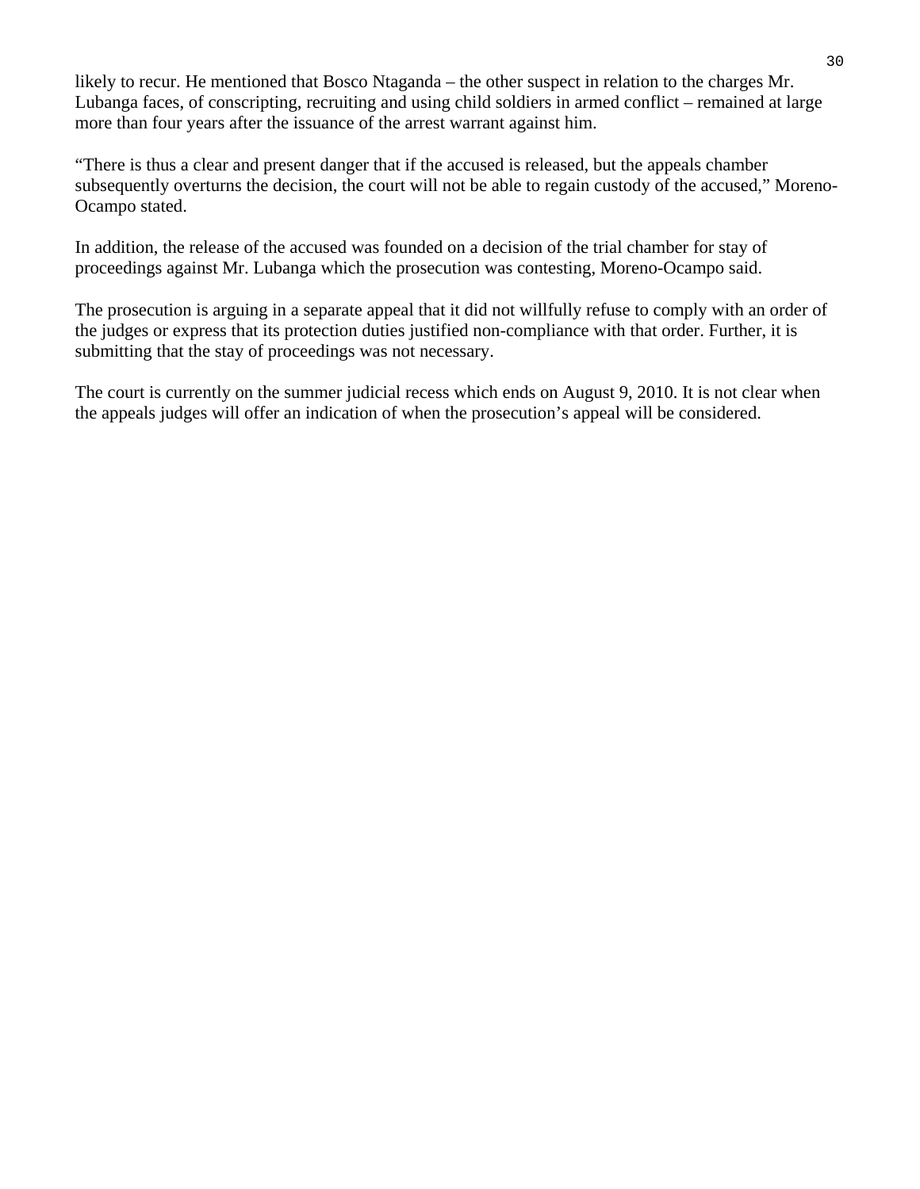likely to recur. He mentioned that Bosco Ntaganda – the other suspect in relation to the charges Mr. Lubanga faces, of conscripting, recruiting and using child soldiers in armed conflict – remained at large more than four years after the issuance of the arrest warrant against him.

"There is thus a clear and present danger that if the accused is released, but the appeals chamber subsequently overturns the decision, the court will not be able to regain custody of the accused," Moreno-Ocampo stated.

In addition, the release of the accused was founded on a decision of the trial chamber for stay of proceedings against Mr. Lubanga which the prosecution was contesting, Moreno-Ocampo said.

The prosecution is arguing in a separate appeal that it did not willfully refuse to comply with an order of the judges or express that its protection duties justified non-compliance with that order. Further, it is submitting that the stay of proceedings was not necessary.

The court is currently on the summer judicial recess which ends on August 9, 2010. It is not clear when the appeals judges will offer an indication of when the prosecution's appeal will be considered.